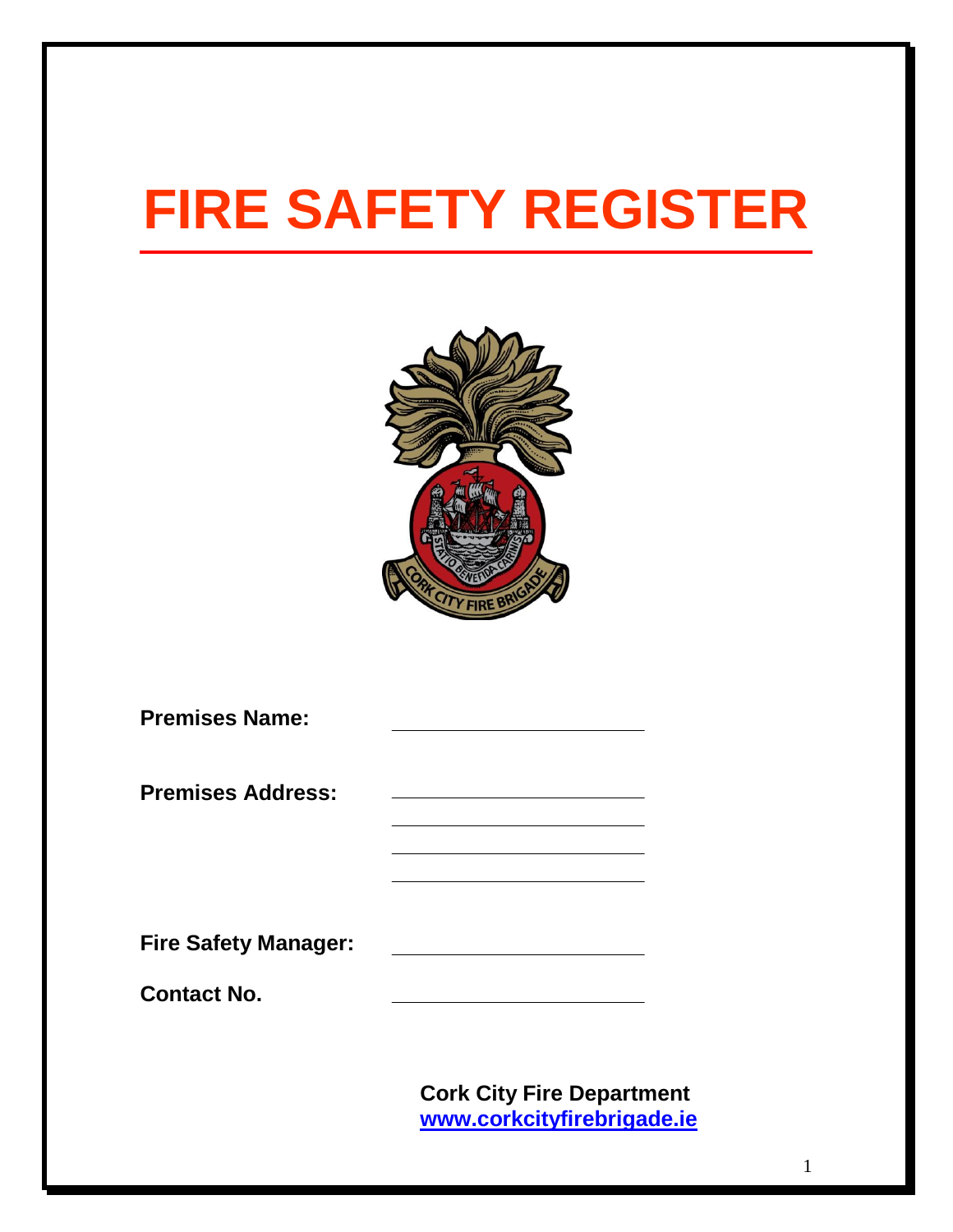# FIRE SAFETY REGISTER

**Premises Name:** ____________________

**Premises Address:** ____________________

____________________

____________________

____________________

**Fire Safety Manager:** ____________________

**Contact No.** ____________________

**Cork City Fire Department**
**www.corkcityfirebrigade.ie**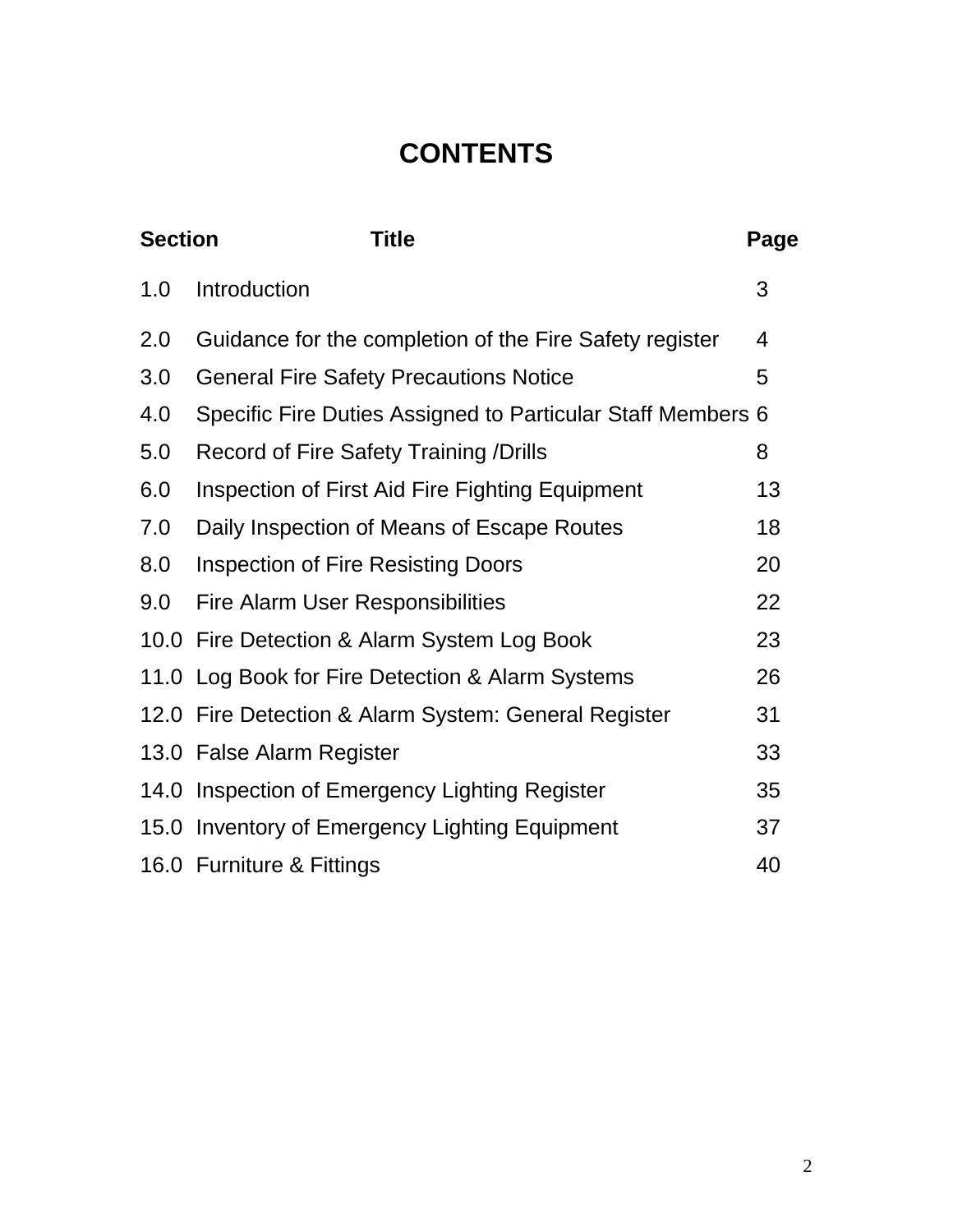# CONTENTS

| Section | Title | Page |
|---|---|---|
| 1.0 | Introduction | 3 |
| 2.0 | Guidance for the completion of the Fire Safety register | 4 |
| 3.0 | General Fire Safety Precautions Notice | 5 |
| 4.0 | Specific Fire Duties Assigned to Particular Staff Members | 6 |
| 5.0 | Record of Fire Safety Training /Drills | 8 |
| 6.0 | Inspection of First Aid Fire Fighting Equipment | 13 |
| 7.0 | Daily Inspection of Means of Escape Routes | 18 |
| 8.0 | Inspection of Fire Resisting Doors | 20 |
| 9.0 | Fire Alarm User Responsibilities | 22 |
| 10.0 | Fire Detection & Alarm System Log Book | 23 |
| 11.0 | Log Book for Fire Detection & Alarm Systems | 26 |
| 12.0 | Fire Detection & Alarm System: General Register | 31 |
| 13.0 | False Alarm Register | 33 |
| 14.0 | Inspection of Emergency Lighting Register | 35 |
| 15.0 | Inventory of Emergency Lighting Equipment | 37 |
| 16.0 | Furniture & Fittings | 40 |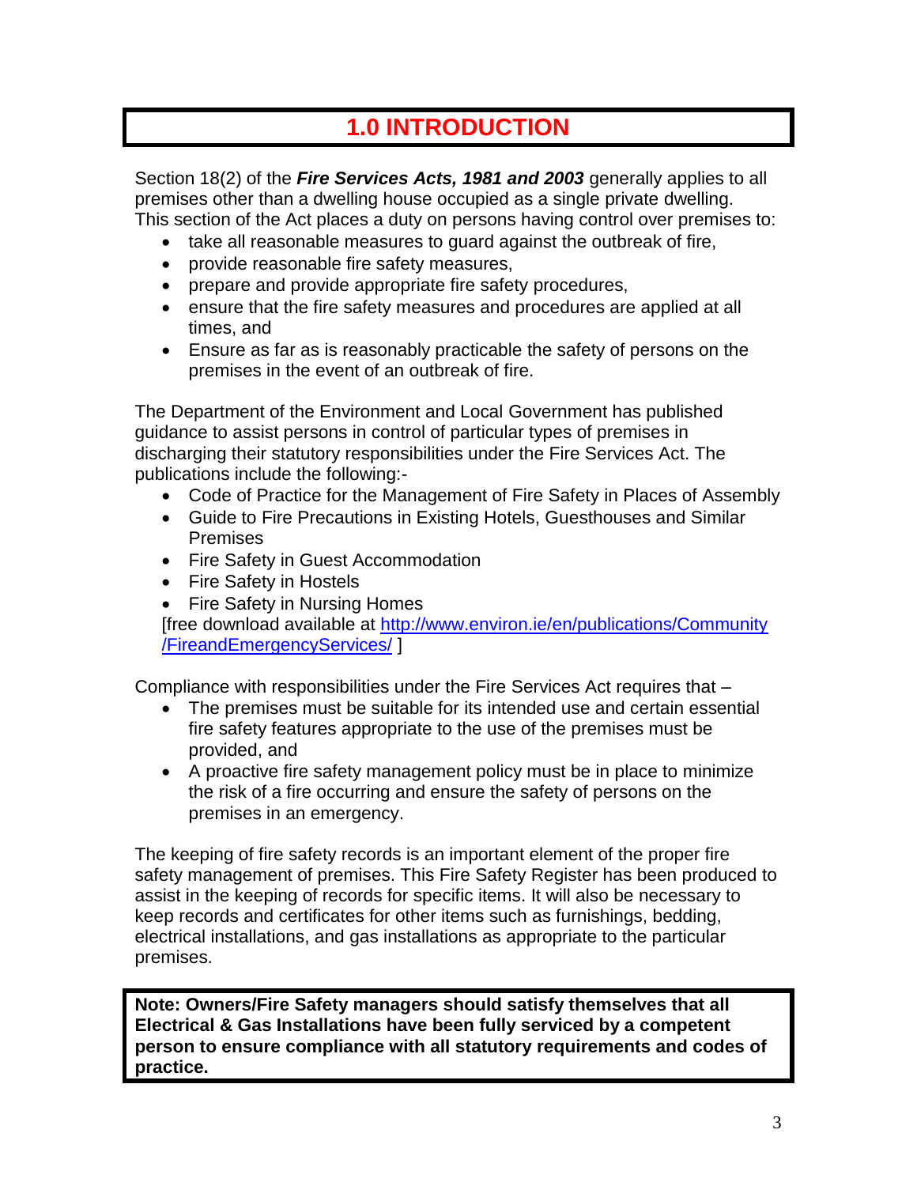# 1.0 INTRODUCTION

Section 18(2) of the ***Fire Services Acts, 1981 and 2003*** generally applies to all premises other than a dwelling house occupied as a single private dwelling. This section of the Act places a duty on persons having control over premises to:

- take all reasonable measures to guard against the outbreak of fire,
- provide reasonable fire safety measures,
- prepare and provide appropriate fire safety procedures,
- ensure that the fire safety measures and procedures are applied at all times, and
- Ensure as far as is reasonably practicable the safety of persons on the premises in the event of an outbreak of fire.

The Department of the Environment and Local Government has published guidance to assist persons in control of particular types of premises in discharging their statutory responsibilities under the Fire Services Act. The publications include the following:-

- Code of Practice for the Management of Fire Safety in Places of Assembly
- Guide to Fire Precautions in Existing Hotels, Guesthouses and Similar Premises
- Fire Safety in Guest Accommodation
- Fire Safety in Hostels
- Fire Safety in Nursing Homes

[free download available at http://www.environ.ie/en/publications/Community/FireandEmergencyServices/ ]

Compliance with responsibilities under the Fire Services Act requires that –

- The premises must be suitable for its intended use and certain essential fire safety features appropriate to the use of the premises must be provided, and
- A proactive fire safety management policy must be in place to minimize the risk of a fire occurring and ensure the safety of persons on the premises in an emergency.

The keeping of fire safety records is an important element of the proper fire safety management of premises. This Fire Safety Register has been produced to assist in the keeping of records for specific items. It will also be necessary to keep records and certificates for other items such as furnishings, bedding, electrical installations, and gas installations as appropriate to the particular premises.

**Note: Owners/Fire Safety managers should satisfy themselves that all Electrical & Gas Installations have been fully serviced by a competent person to ensure compliance with all statutory requirements and codes of practice.**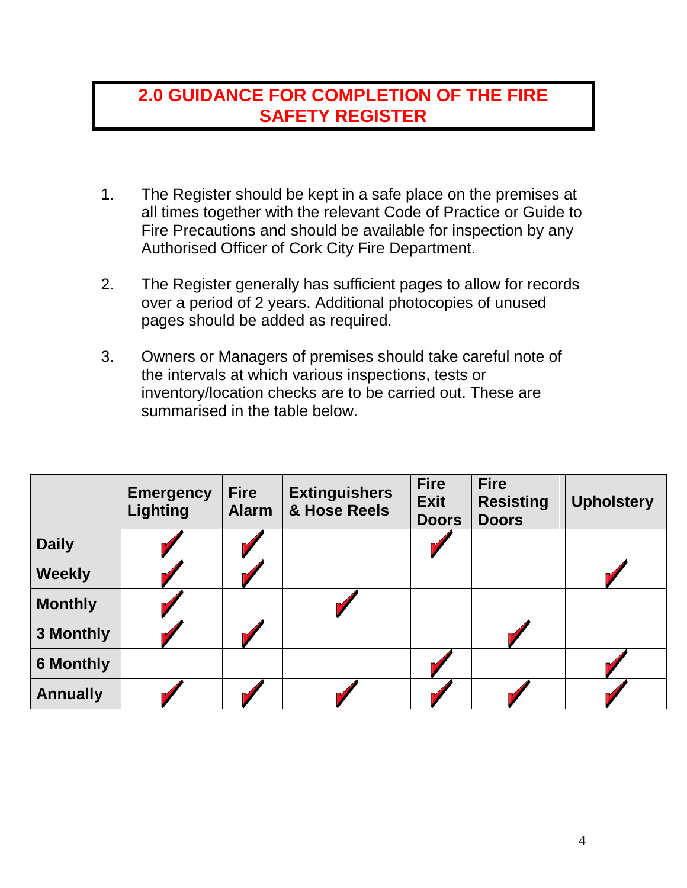## 2.0 GUIDANCE FOR COMPLETION OF THE FIRE SAFETY REGISTER

1. The Register should be kept in a safe place on the premises at all times together with the relevant Code of Practice or Guide to Fire Precautions and should be available for inspection by any Authorised Officer of Cork City Fire Department.

2. The Register generally has sufficient pages to allow for records over a period of 2 years. Additional photocopies of unused pages should be added as required.

3. Owners or Managers of premises should take careful note of the intervals at which various inspections, tests or inventory/location checks are to be carried out. These are summarised in the table below.

| | Emergency Lighting | Fire Alarm | Extinguishers & Hose Reels | Fire Exit Doors | Fire Resisting Doors | Upholstery |
|---|---|---|---|---|---|---|
| **Daily** | ✓ | ✓ | | ✓ | | |
| **Weekly** | ✓ | ✓ | | | | ✓ |
| **Monthly** | ✓ | | ✓ | | | |
| **3 Monthly** | ✓ | ✓ | | | ✓ | |
| **6 Monthly** | | | | ✓ | | ✓ |
| **Annually** | ✓ | ✓ | ✓ | ✓ | ✓ | ✓ |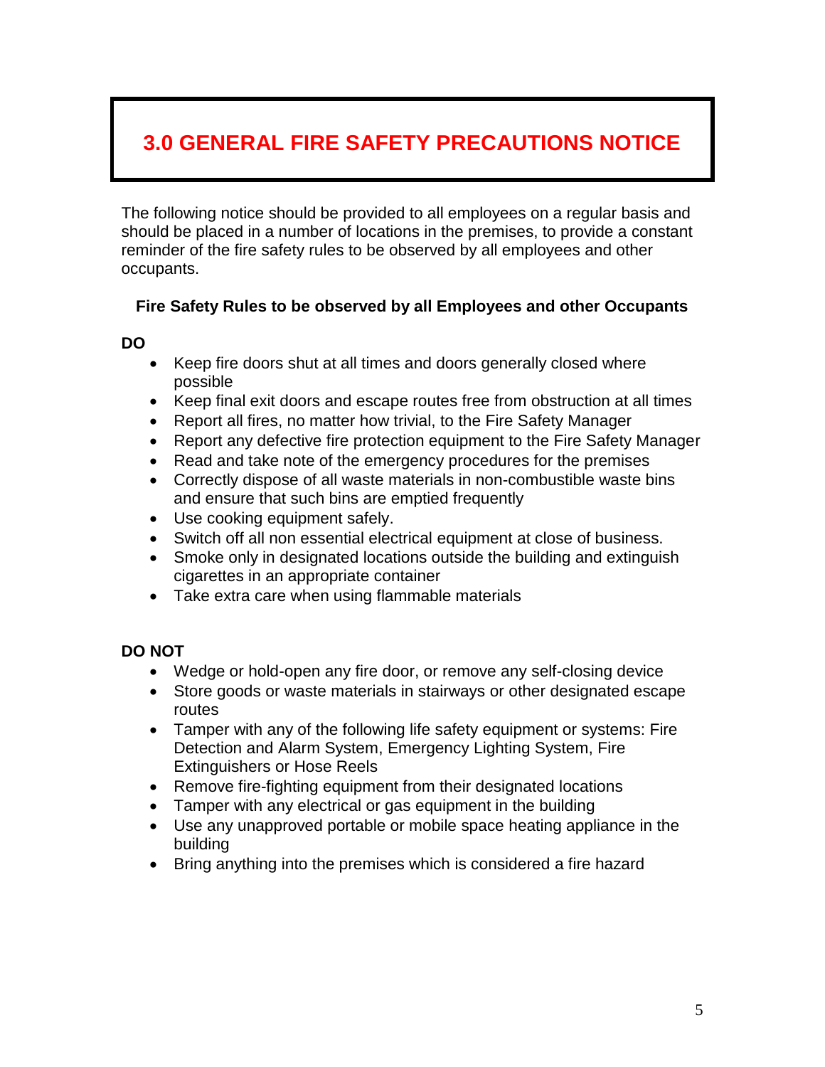# 3.0 GENERAL FIRE SAFETY PRECAUTIONS NOTICE

The following notice should be provided to all employees on a regular basis and should be placed in a number of locations in the premises, to provide a constant reminder of the fire safety rules to be observed by all employees and other occupants.

**Fire Safety Rules to be observed by all Employees and other Occupants**

**DO**

- Keep fire doors shut at all times and doors generally closed where possible
- Keep final exit doors and escape routes free from obstruction at all times
- Report all fires, no matter how trivial, to the Fire Safety Manager
- Report any defective fire protection equipment to the Fire Safety Manager
- Read and take note of the emergency procedures for the premises
- Correctly dispose of all waste materials in non-combustible waste bins and ensure that such bins are emptied frequently
- Use cooking equipment safely.
- Switch off all non essential electrical equipment at close of business.
- Smoke only in designated locations outside the building and extinguish cigarettes in an appropriate container
- Take extra care when using flammable materials

**DO NOT**

- Wedge or hold-open any fire door, or remove any self-closing device
- Store goods or waste materials in stairways or other designated escape routes
- Tamper with any of the following life safety equipment or systems: Fire Detection and Alarm System, Emergency Lighting System, Fire Extinguishers or Hose Reels
- Remove fire-fighting equipment from their designated locations
- Tamper with any electrical or gas equipment in the building
- Use any unapproved portable or mobile space heating appliance in the building
- Bring anything into the premises which is considered a fire hazard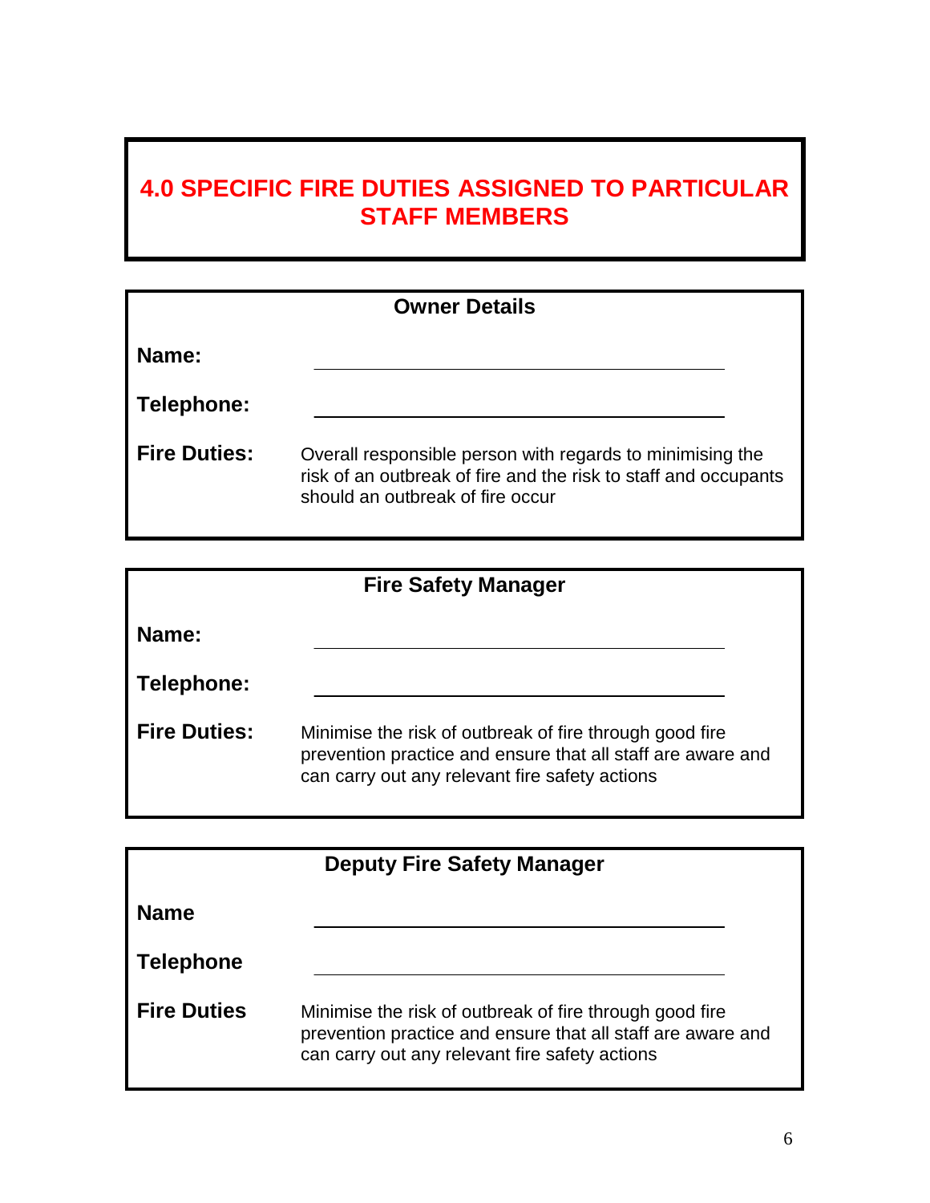# 4.0 SPECIFIC FIRE DUTIES ASSIGNED TO PARTICULAR STAFF MEMBERS

### Owner Details

**Name:** ______________________________

**Telephone:** ______________________________

**Fire Duties:** Overall responsible person with regards to minimising the risk of an outbreak of fire and the risk to staff and occupants should an outbreak of fire occur

### Fire Safety Manager

**Name:** ______________________________

**Telephone:** ______________________________

**Fire Duties:** Minimise the risk of outbreak of fire through good fire prevention practice and ensure that all staff are aware and can carry out any relevant fire safety actions

### Deputy Fire Safety Manager

**Name** ______________________________

**Telephone** ______________________________

**Fire Duties** Minimise the risk of outbreak of fire through good fire prevention practice and ensure that all staff are aware and can carry out any relevant fire safety actions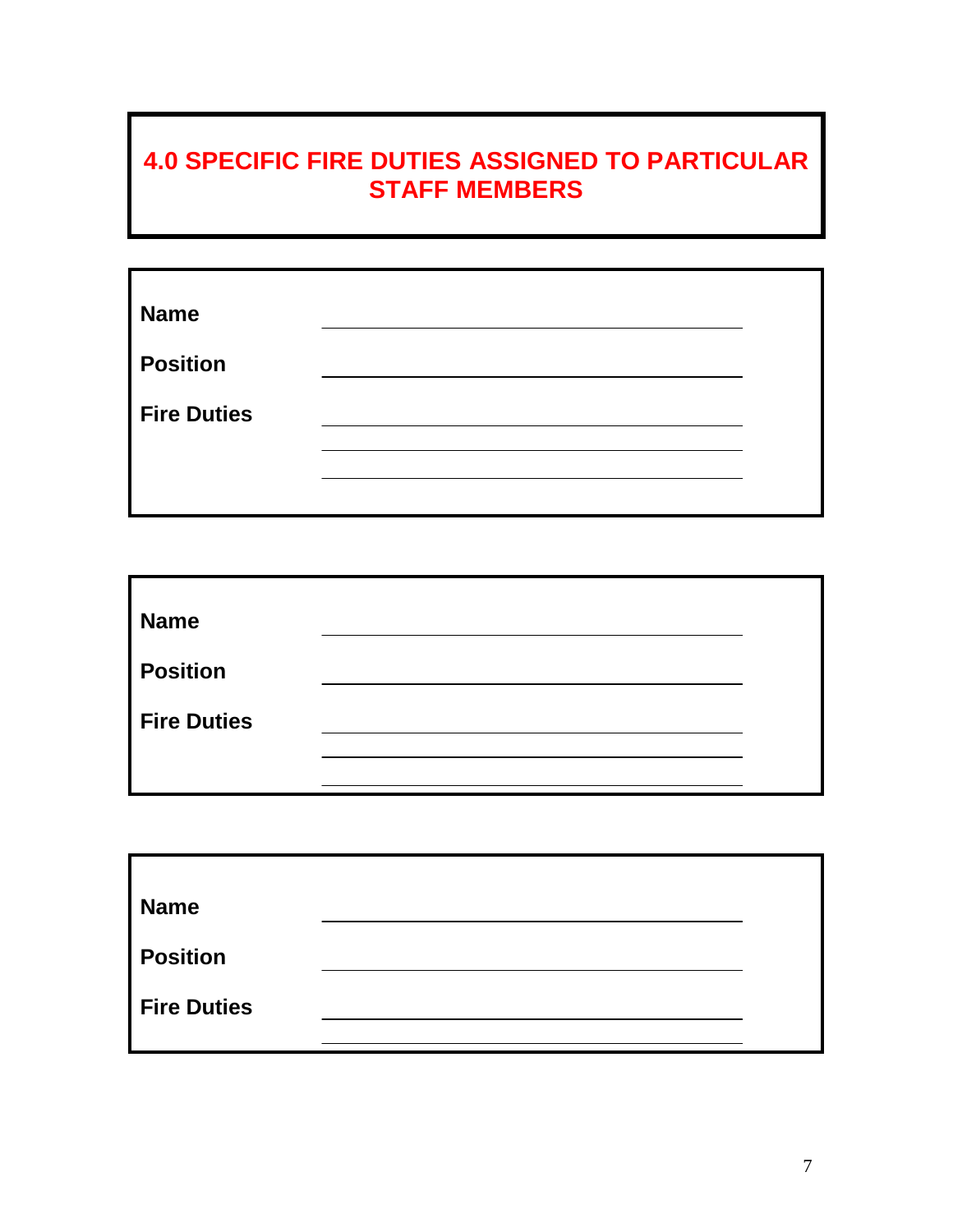## 4.0 SPECIFIC FIRE DUTIES ASSIGNED TO PARTICULAR STAFF MEMBERS

**Name** ____________________________________________

**Position** ____________________________________________

**Fire Duties** ____________________________________________

____________________________________________

____________________________________________

---

**Name** ____________________________________________

**Position** ____________________________________________

**Fire Duties** ____________________________________________

____________________________________________

____________________________________________

---

**Name** ____________________________________________

**Position** ____________________________________________

**Fire Duties** ____________________________________________

____________________________________________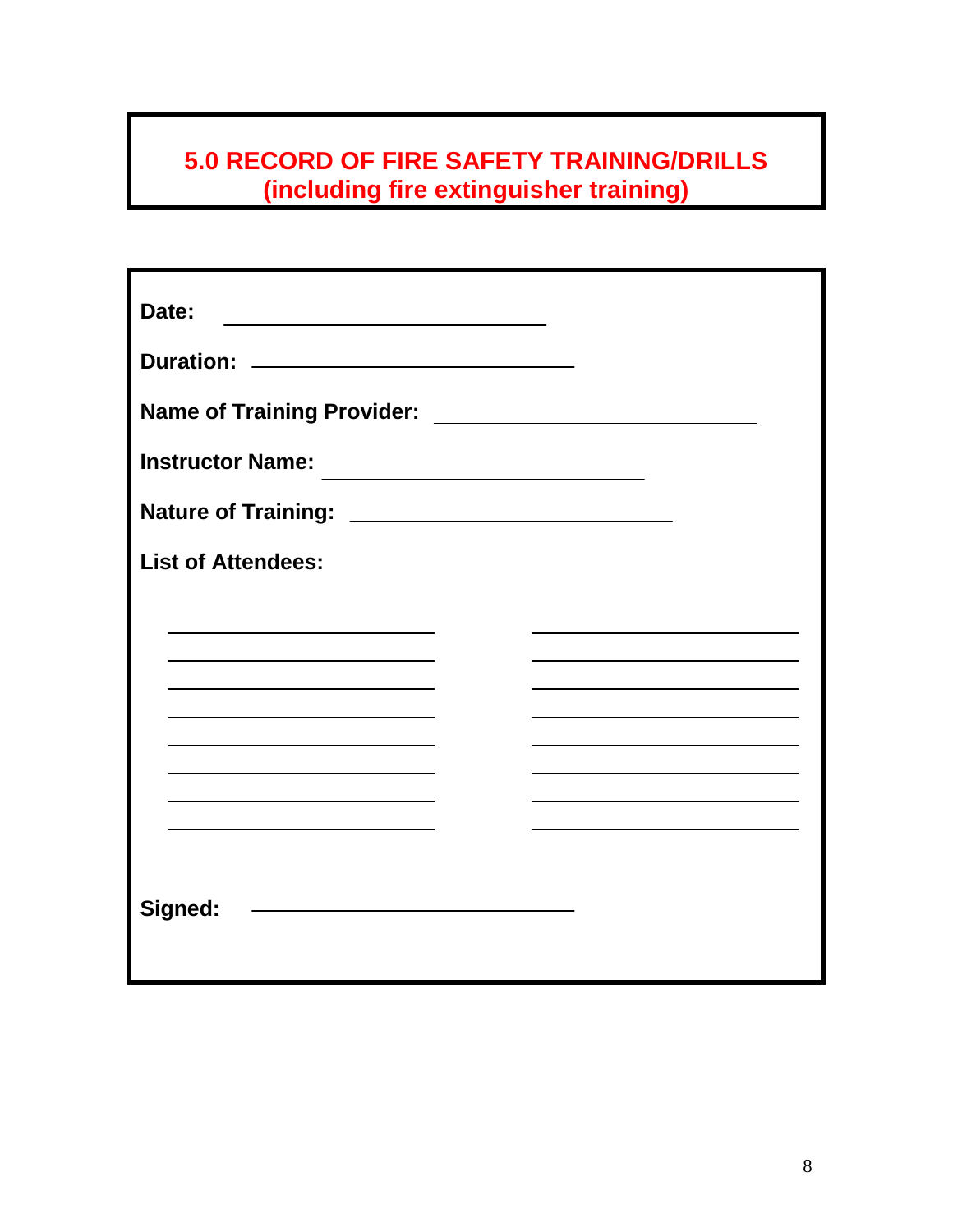## 5.0 RECORD OF FIRE SAFETY TRAINING/DRILLS (including fire extinguisher training)

**Date:** ______________________________

**Duration:** ______________________________

**Name of Training Provider:** ______________________________

**Instructor Name:** ______________________________

**Nature of Training:** ______________________________

**List of Attendees:**

| | |
|---|---|
| ______________________________ | ______________________________ |
| ______________________________ | ______________________________ |
| ______________________________ | ______________________________ |
| ______________________________ | ______________________________ |
| ______________________________ | ______________________________ |
| ______________________________ | ______________________________ |
| ______________________________ | ______________________________ |
| ______________________________ | ______________________________ |

**Signed:** ______________________________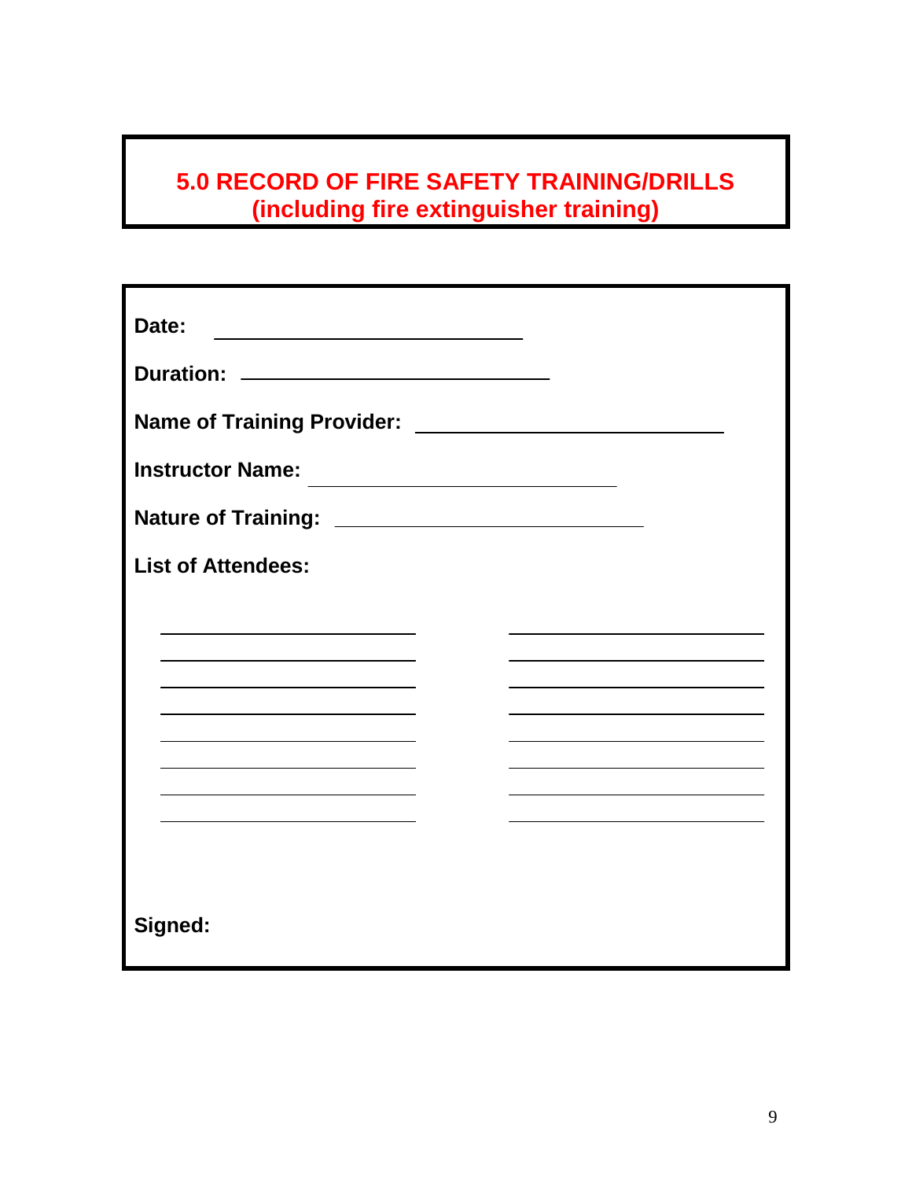# 5.0 RECORD OF FIRE SAFETY TRAINING/DRILLS
## (including fire extinguisher training)

**Date:** ______________________________

**Duration:** ______________________________

**Name of Training Provider:** ______________________________

**Instructor Name:** ______________________________

**Nature of Training:** ______________________________

**List of Attendees:**

________________________ ________________________

________________________ ________________________

________________________ ________________________

________________________ ________________________

________________________ ________________________

________________________ ________________________

________________________ ________________________

________________________ ________________________

**Signed:**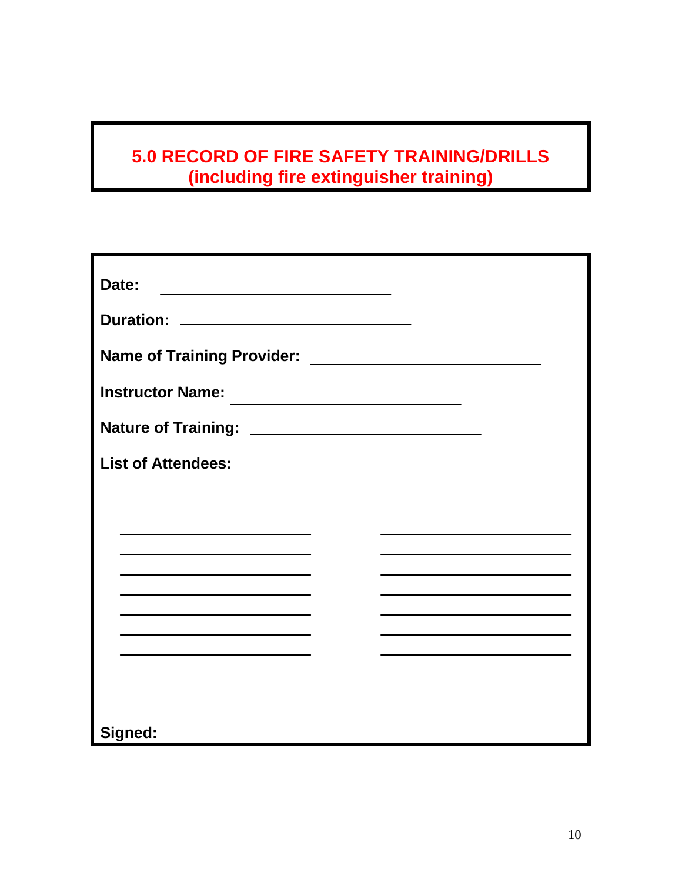# 5.0 RECORD OF FIRE SAFETY TRAINING/DRILLS (including fire extinguisher training)

**Date:** \_\_\_\_\_\_\_\_\_\_\_\_\_\_\_\_\_\_\_\_\_\_\_\_\_\_\_\_\_\_

**Duration:** \_\_\_\_\_\_\_\_\_\_\_\_\_\_\_\_\_\_\_\_\_\_\_\_\_\_\_\_\_\_

**Name of Training Provider:** \_\_\_\_\_\_\_\_\_\_\_\_\_\_\_\_\_\_\_\_\_\_\_\_\_\_\_\_\_\_

**Instructor Name:** \_\_\_\_\_\_\_\_\_\_\_\_\_\_\_\_\_\_\_\_\_\_\_\_\_\_\_\_\_\_

**Nature of Training:** \_\_\_\_\_\_\_\_\_\_\_\_\_\_\_\_\_\_\_\_\_\_\_\_\_\_\_\_\_\_

**List of Attendees:**

| | |
|---|---|
| \_\_\_\_\_\_\_\_\_\_\_\_\_\_\_\_\_\_\_\_\_\_\_\_\_ | \_\_\_\_\_\_\_\_\_\_\_\_\_\_\_\_\_\_\_\_\_\_\_\_\_ |
| \_\_\_\_\_\_\_\_\_\_\_\_\_\_\_\_\_\_\_\_\_\_\_\_\_ | \_\_\_\_\_\_\_\_\_\_\_\_\_\_\_\_\_\_\_\_\_\_\_\_\_ |
| \_\_\_\_\_\_\_\_\_\_\_\_\_\_\_\_\_\_\_\_\_\_\_\_\_ | \_\_\_\_\_\_\_\_\_\_\_\_\_\_\_\_\_\_\_\_\_\_\_\_\_ |
| \_\_\_\_\_\_\_\_\_\_\_\_\_\_\_\_\_\_\_\_\_\_\_\_\_ | \_\_\_\_\_\_\_\_\_\_\_\_\_\_\_\_\_\_\_\_\_\_\_\_\_ |
| \_\_\_\_\_\_\_\_\_\_\_\_\_\_\_\_\_\_\_\_\_\_\_\_\_ | \_\_\_\_\_\_\_\_\_\_\_\_\_\_\_\_\_\_\_\_\_\_\_\_\_ |
| \_\_\_\_\_\_\_\_\_\_\_\_\_\_\_\_\_\_\_\_\_\_\_\_\_ | \_\_\_\_\_\_\_\_\_\_\_\_\_\_\_\_\_\_\_\_\_\_\_\_\_ |
| \_\_\_\_\_\_\_\_\_\_\_\_\_\_\_\_\_\_\_\_\_\_\_\_\_ | \_\_\_\_\_\_\_\_\_\_\_\_\_\_\_\_\_\_\_\_\_\_\_\_\_ |
| \_\_\_\_\_\_\_\_\_\_\_\_\_\_\_\_\_\_\_\_\_\_\_\_\_ | \_\_\_\_\_\_\_\_\_\_\_\_\_\_\_\_\_\_\_\_\_\_\_\_\_ |

**Signed:**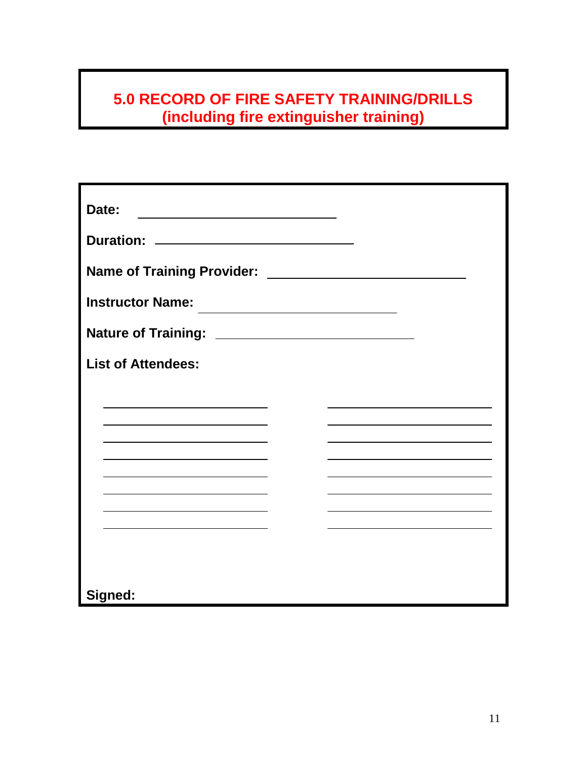# 5.0 RECORD OF FIRE SAFETY TRAINING/DRILLS (including fire extinguisher training)

**Date:** ______________________________

**Duration:** ______________________________

**Name of Training Provider:** ______________________________

**Instructor Name:** ______________________________

**Nature of Training:** ______________________________

**List of Attendees:**

| | |
|---|---|
| ______________________ | ______________________ |
| ______________________ | ______________________ |
| ______________________ | ______________________ |
| ______________________ | ______________________ |
| ______________________ | ______________________ |
| ______________________ | ______________________ |
| ______________________ | ______________________ |
| ______________________ | ______________________ |

**Signed:**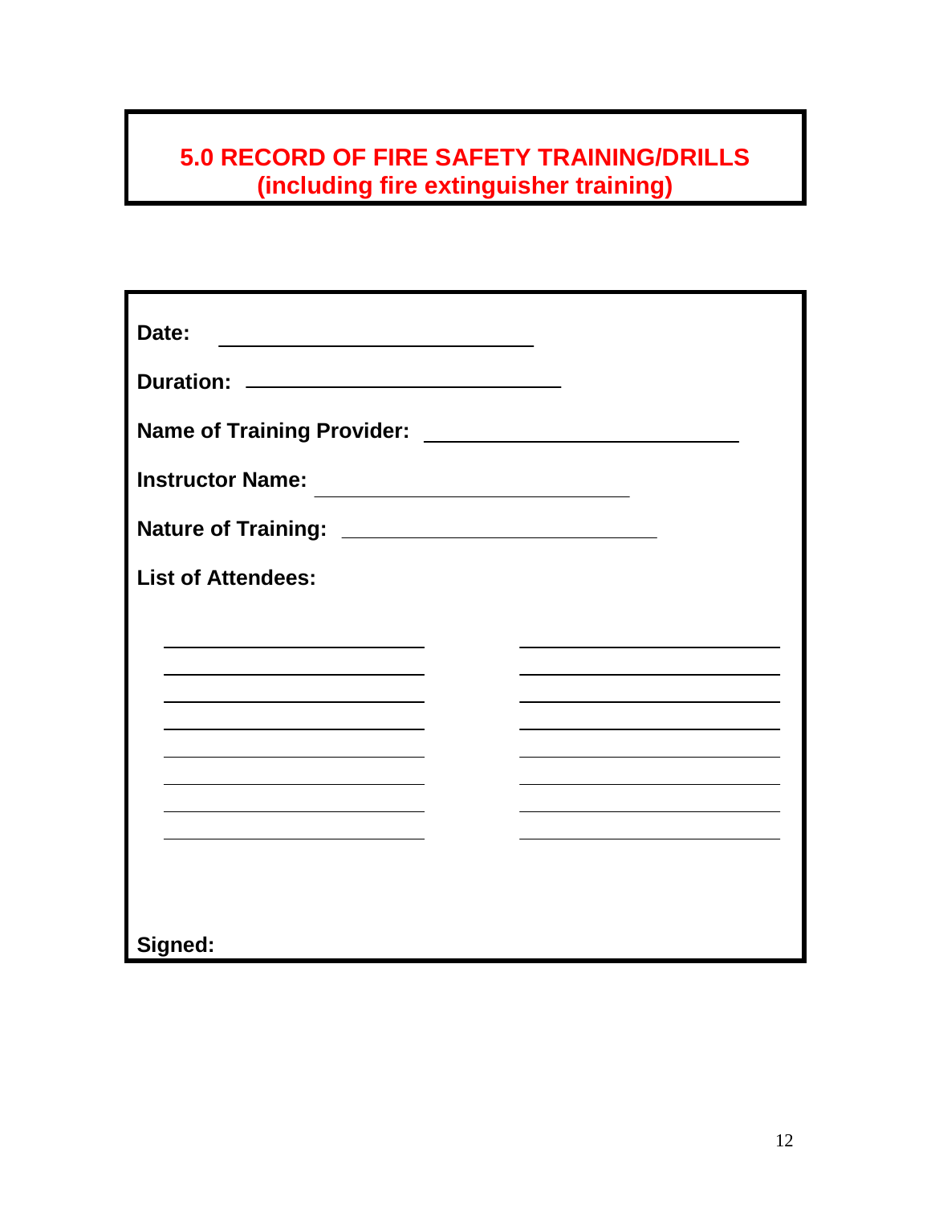# 5.0 RECORD OF FIRE SAFETY TRAINING/DRILLS (including fire extinguisher training)

**Date:** ______________________________

**Duration:** ______________________________

**Name of Training Provider:** ______________________________

**Instructor Name:** ______________________________

**Nature of Training:** ______________________________

**List of Attendees:**

| | |
|---|---|
| ______________________ | ______________________ |
| ______________________ | ______________________ |
| ______________________ | ______________________ |
| ______________________ | ______________________ |
| ______________________ | ______________________ |
| ______________________ | ______________________ |
| ______________________ | ______________________ |
| ______________________ | ______________________ |

**Signed:**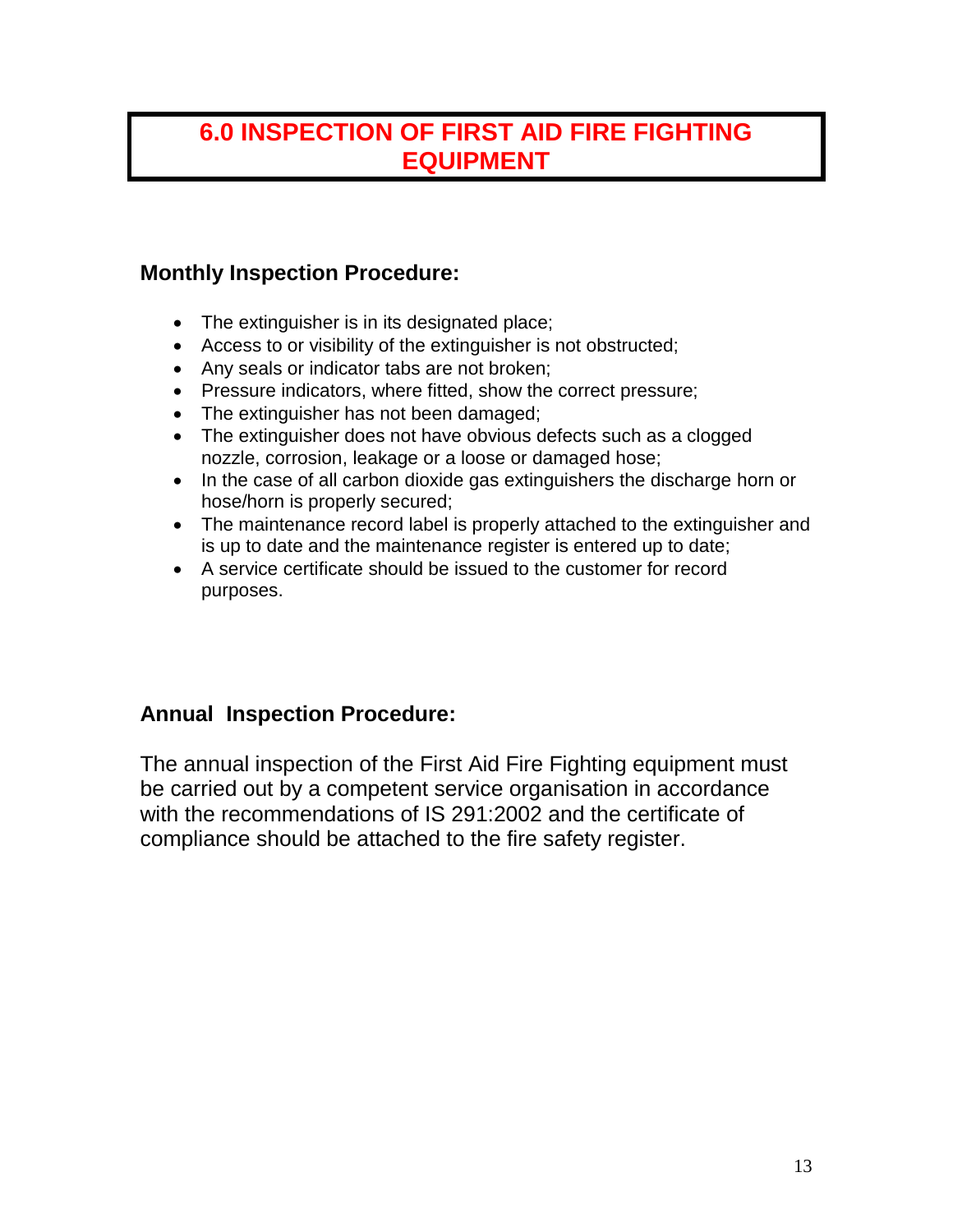# 6.0 INSPECTION OF FIRST AID FIRE FIGHTING EQUIPMENT

### Monthly Inspection Procedure:

- The extinguisher is in its designated place;
- Access to or visibility of the extinguisher is not obstructed;
- Any seals or indicator tabs are not broken;
- Pressure indicators, where fitted, show the correct pressure;
- The extinguisher has not been damaged;
- The extinguisher does not have obvious defects such as a clogged nozzle, corrosion, leakage or a loose or damaged hose;
- In the case of all carbon dioxide gas extinguishers the discharge horn or hose/horn is properly secured;
- The maintenance record label is properly attached to the extinguisher and is up to date and the maintenance register is entered up to date;
- A service certificate should be issued to the customer for record purposes.

### Annual Inspection Procedure:

The annual inspection of the First Aid Fire Fighting equipment must be carried out by a competent service organisation in accordance with the recommendations of IS 291:2002 and the certificate of compliance should be attached to the fire safety register.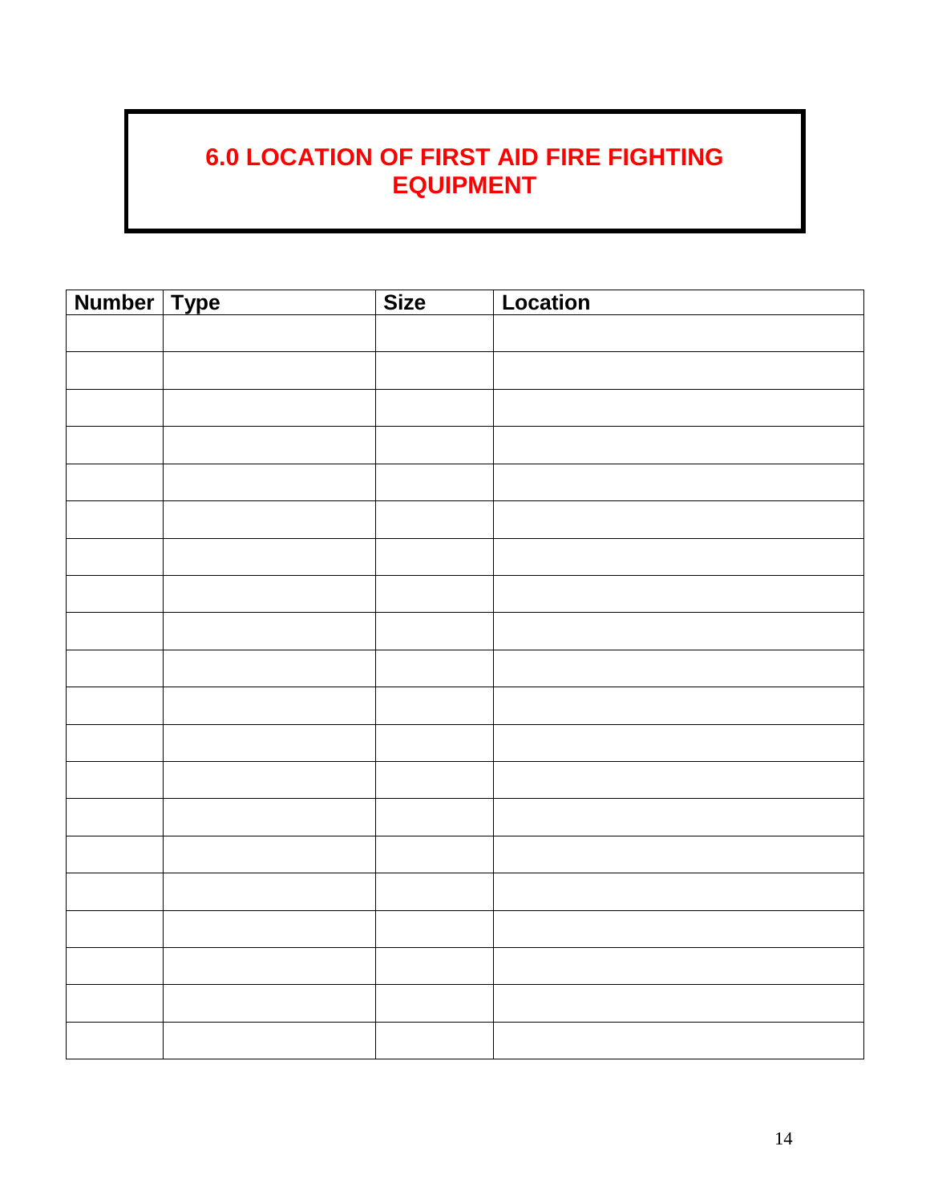# 6.0 LOCATION OF FIRST AID FIRE FIGHTING EQUIPMENT

| Number | Type | Size | Location |
|---|---|---|---|
| | | | |
| | | | |
| | | | |
| | | | |
| | | | |
| | | | |
| | | | |
| | | | |
| | | | |
| | | | |
| | | | |
| | | | |
| | | | |
| | | | |
| | | | |
| | | | |
| | | | |
| | | | |
| | | | |
| | | | |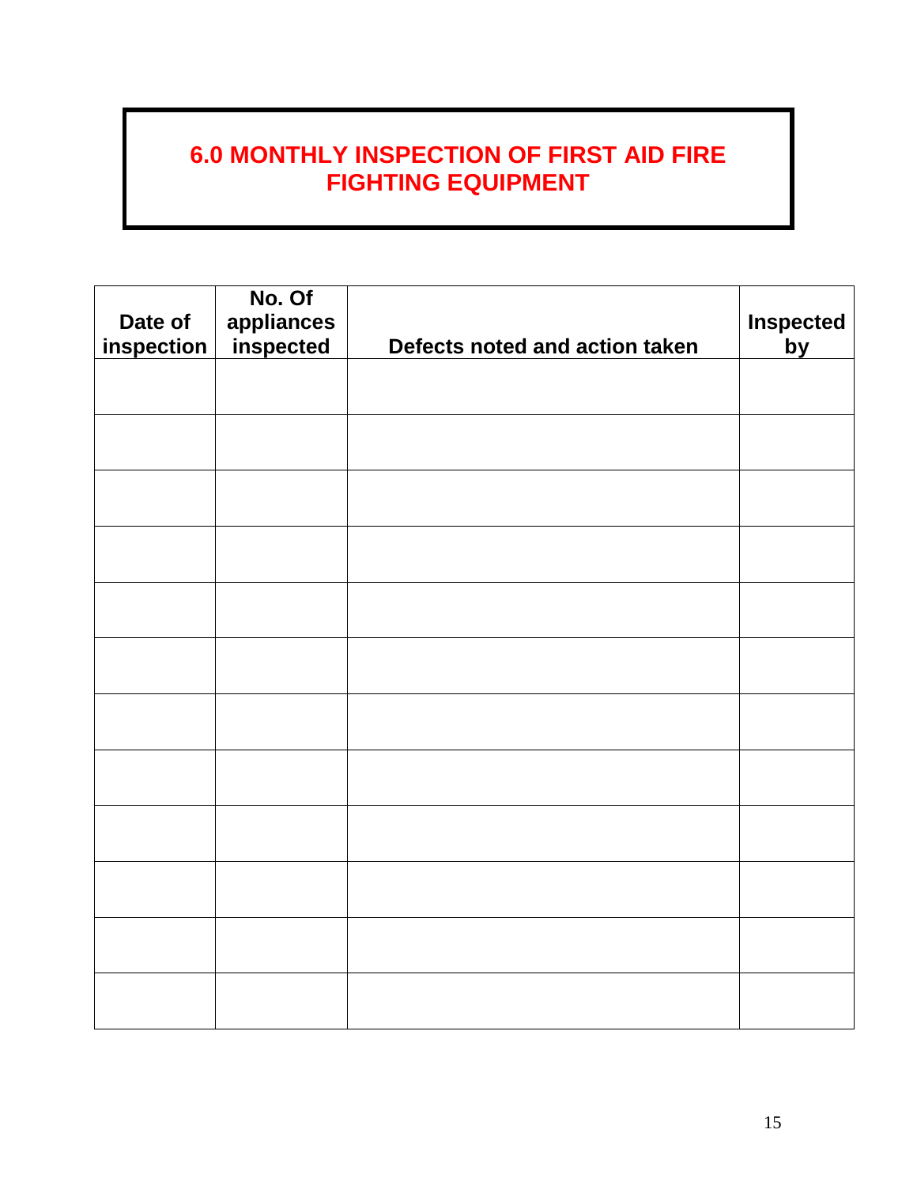# 6.0 MONTHLY INSPECTION OF FIRST AID FIRE FIGHTING EQUIPMENT

| Date of inspection | No. Of appliances inspected | Defects noted and action taken | Inspected by |
|---|---|---|---|
| | | | |
| | | | |
| | | | |
| | | | |
| | | | |
| | | | |
| | | | |
| | | | |
| | | | |
| | | | |
| | | | |
| | | | |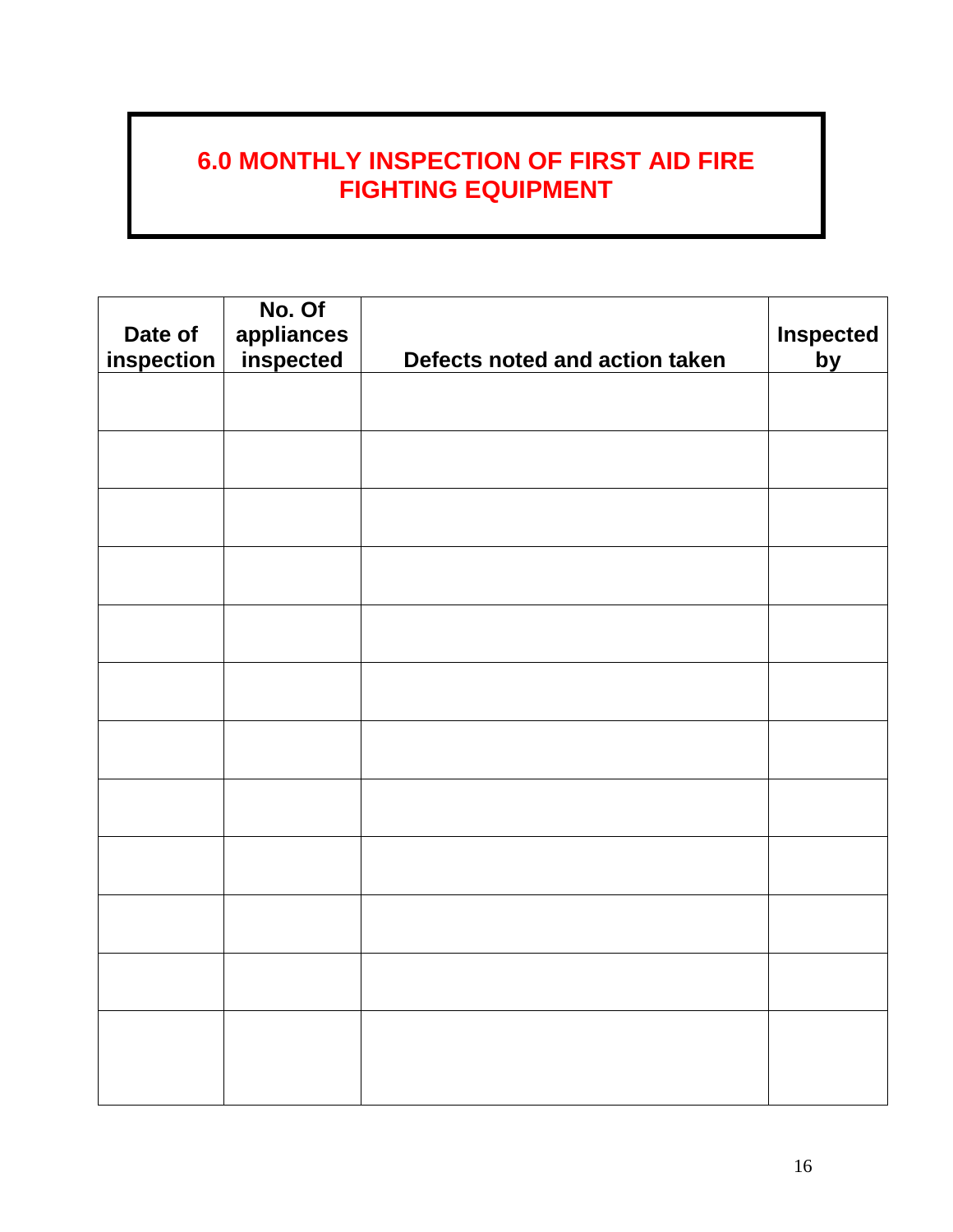# 6.0 MONTHLY INSPECTION OF FIRST AID FIRE FIGHTING EQUIPMENT

| Date of inspection | No. Of appliances inspected | Defects noted and action taken | Inspected by |
|---|---|---|---|
| | | | |
| | | | |
| | | | |
| | | | |
| | | | |
| | | | |
| | | | |
| | | | |
| | | | |
| | | | |
| | | | |
| | | | |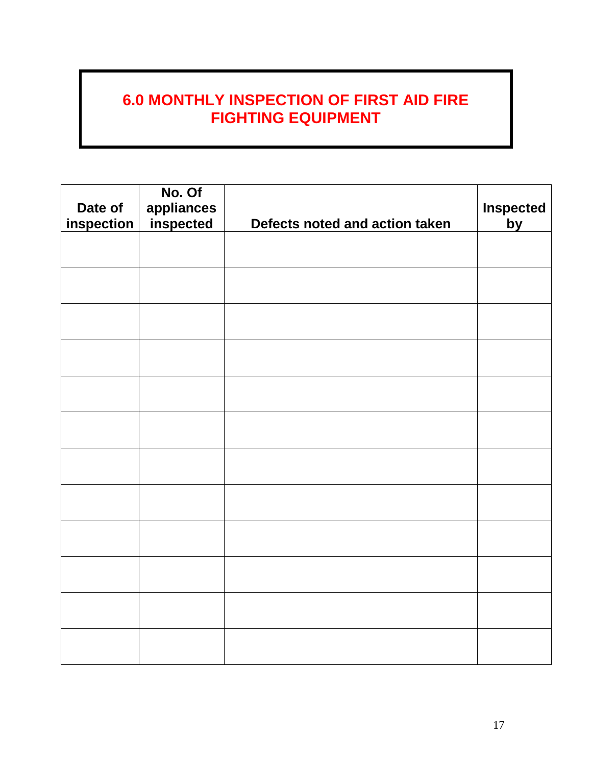# 6.0 MONTHLY INSPECTION OF FIRST AID FIRE FIGHTING EQUIPMENT

| Date of inspection | No. Of appliances inspected | Defects noted and action taken | Inspected by |
|---|---|---|---|
| | | | |
| | | | |
| | | | |
| | | | |
| | | | |
| | | | |
| | | | |
| | | | |
| | | | |
| | | | |
| | | | |
| | | | |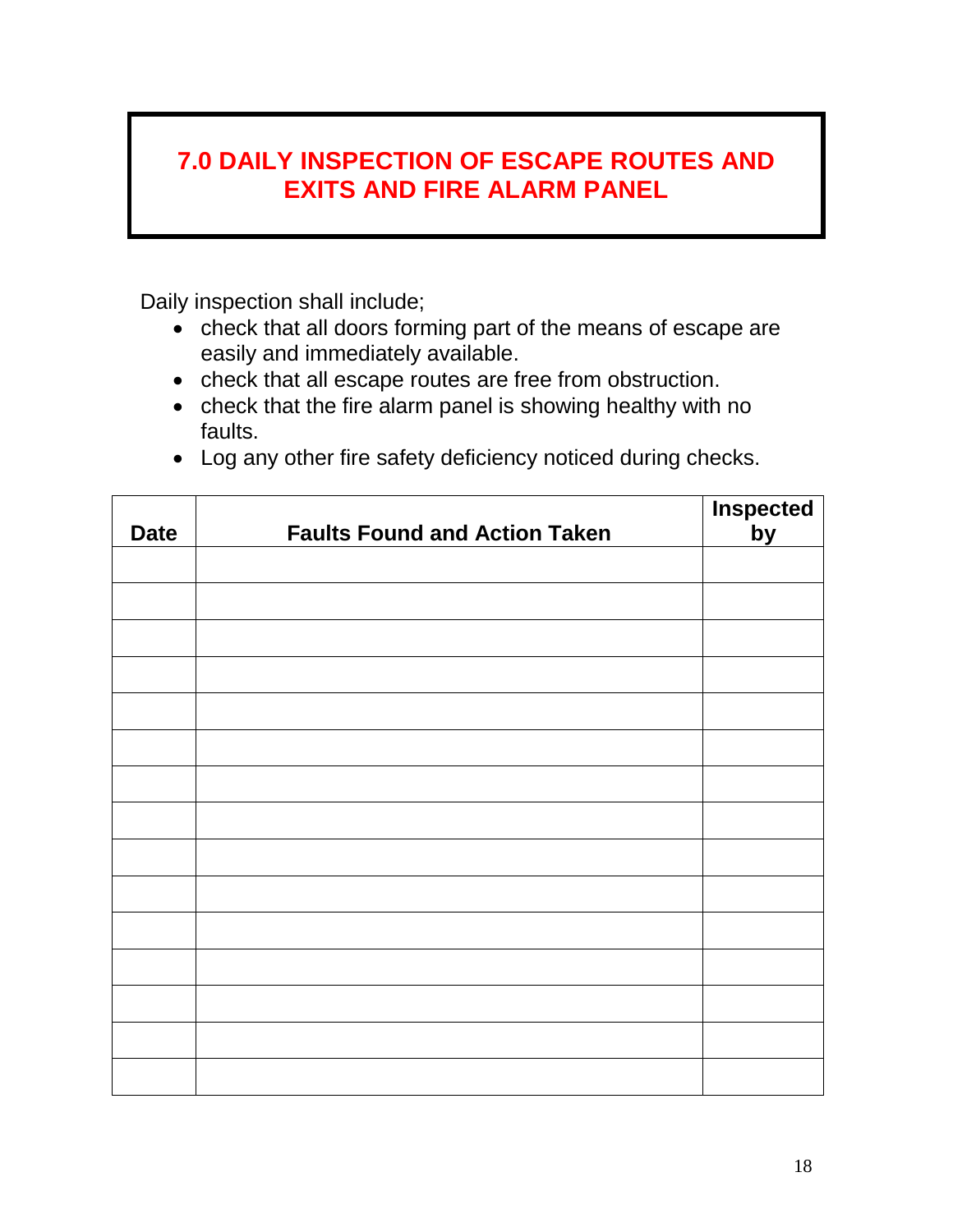# 7.0 DAILY INSPECTION OF ESCAPE ROUTES AND EXITS AND FIRE ALARM PANEL

Daily inspection shall include;

- check that all doors forming part of the means of escape are easily and immediately available.
- check that all escape routes are free from obstruction.
- check that the fire alarm panel is showing healthy with no faults.
- Log any other fire safety deficiency noticed during checks.

| Date | Faults Found and Action Taken | Inspected by |
|---|---|---|
| | | |
| | | |
| | | |
| | | |
| | | |
| | | |
| | | |
| | | |
| | | |
| | | |
| | | |
| | | |
| | | |
| | | |
| | | |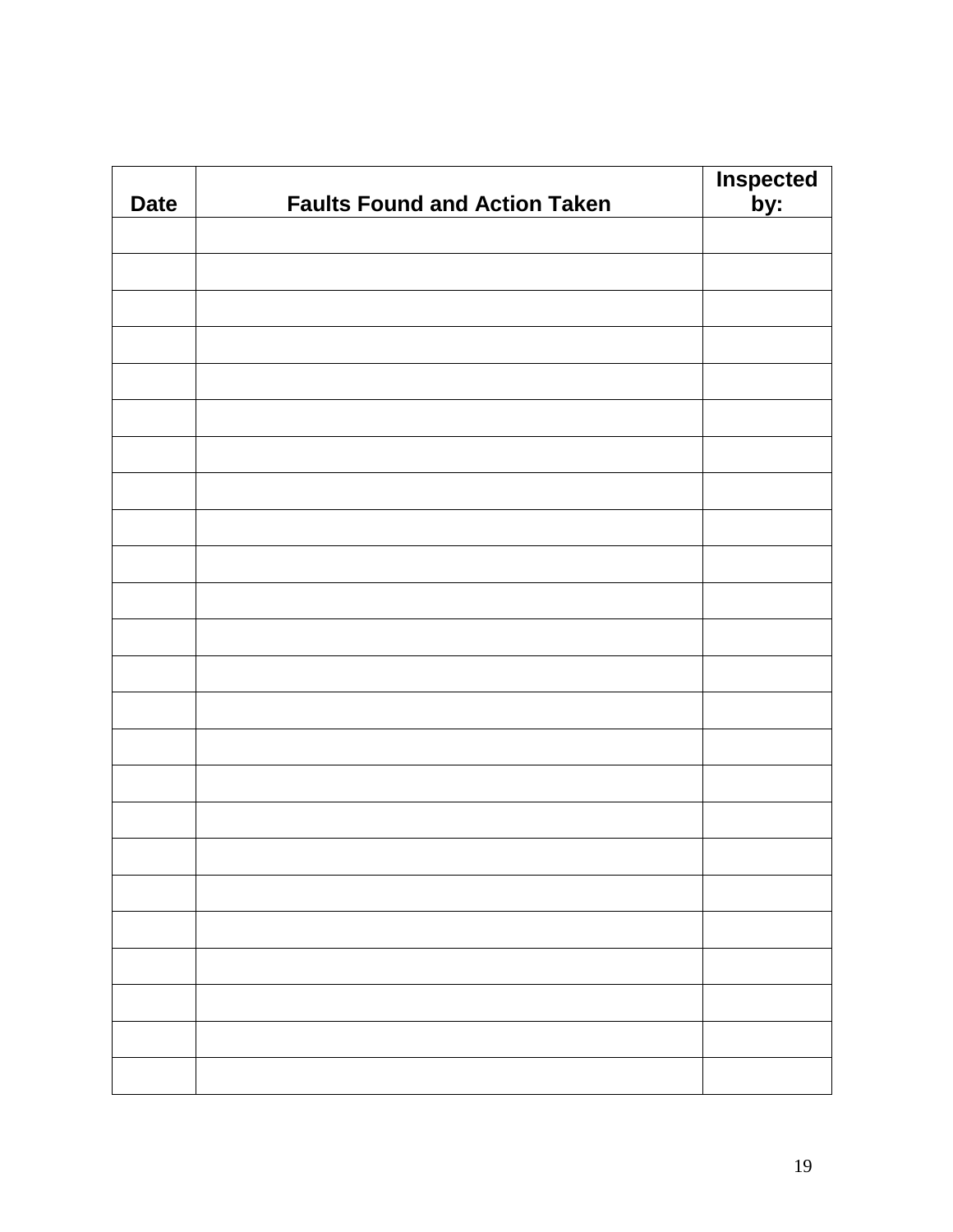| Date | Faults Found and Action Taken | Inspected by: |
|---|---|---|
| | | |
| | | |
| | | |
| | | |
| | | |
| | | |
| | | |
| | | |
| | | |
| | | |
| | | |
| | | |
| | | |
| | | |
| | | |
| | | |
| | | |
| | | |
| | | |
| | | |
| | | |
| | | |
| | | |
| | | |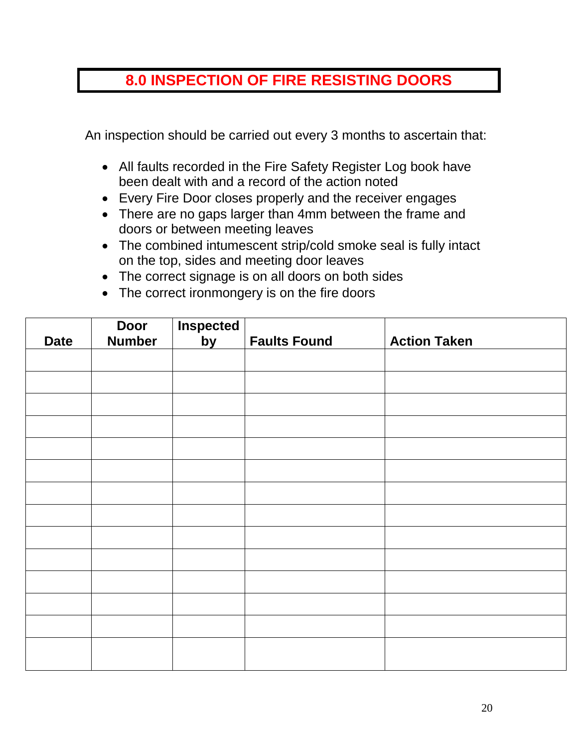# 8.0 INSPECTION OF FIRE RESISTING DOORS

An inspection should be carried out every 3 months to ascertain that:

- All faults recorded in the Fire Safety Register Log book have been dealt with and a record of the action noted
- Every Fire Door closes properly and the receiver engages
- There are no gaps larger than 4mm between the frame and doors or between meeting leaves
- The combined intumescent strip/cold smoke seal is fully intact on the top, sides and meeting door leaves
- The correct signage is on all doors on both sides
- The correct ironmongery is on the fire doors

| Date | Door Number | Inspected by | Faults Found | Action Taken |
|---|---|---|---|---|
| | | | | |
| | | | | |
| | | | | |
| | | | | |
| | | | | |
| | | | | |
| | | | | |
| | | | | |
| | | | | |
| | | | | |
| | | | | |
| | | | | |
| | | | | |
| | | | | |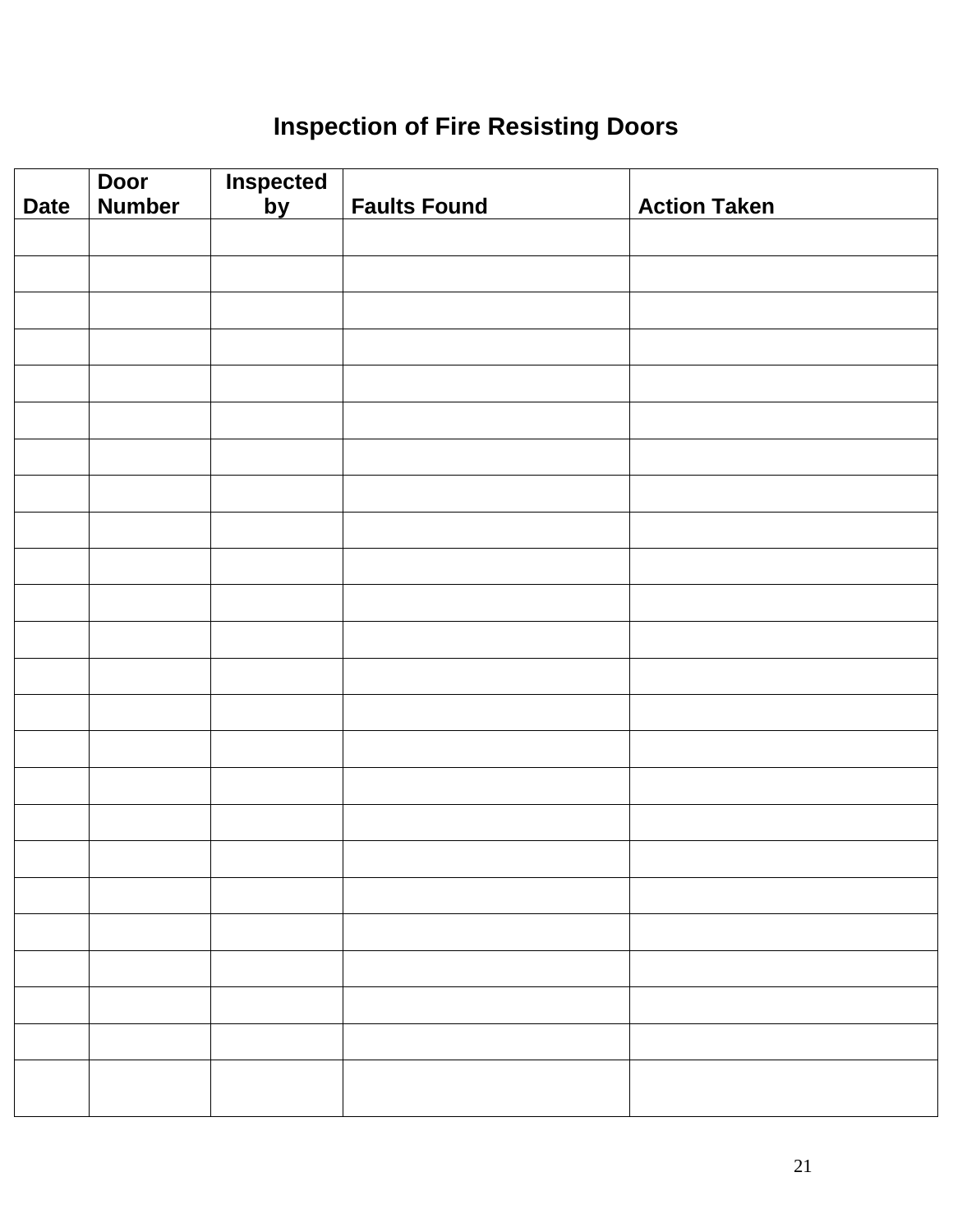## Inspection of Fire Resisting Doors

| Date | Door Number | Inspected by | Faults Found | Action Taken |
|---|---|---|---|---|
| | | | | |
| | | | | |
| | | | | |
| | | | | |
| | | | | |
| | | | | |
| | | | | |
| | | | | |
| | | | | |
| | | | | |
| | | | | |
| | | | | |
| | | | | |
| | | | | |
| | | | | |
| | | | | |
| | | | | |
| | | | | |
| | | | | |
| | | | | |
| | | | | |
| | | | | |
| | | | | |
| | | | | |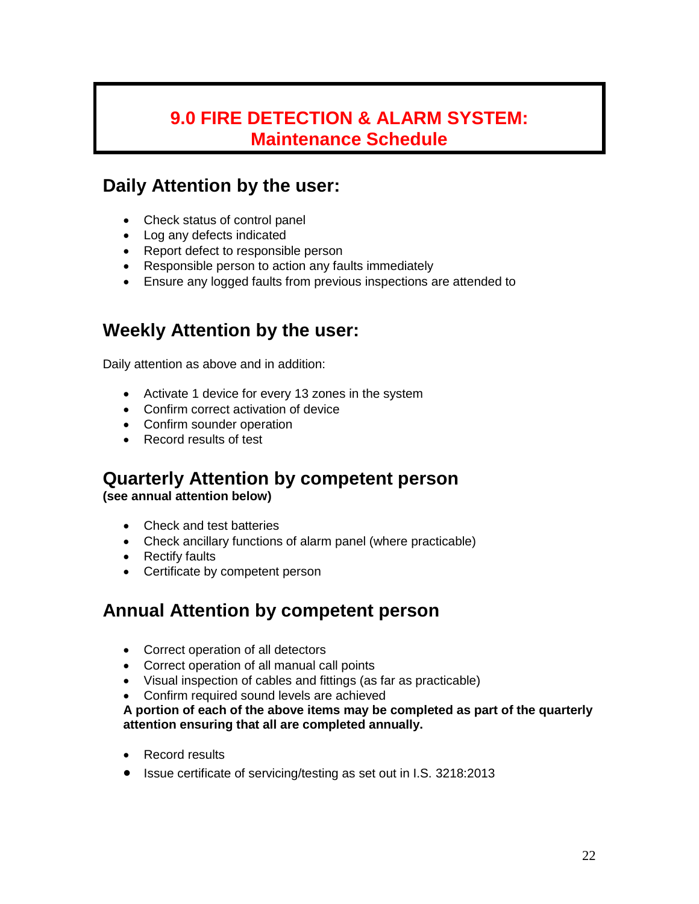# 9.0 FIRE DETECTION & ALARM SYSTEM: Maintenance Schedule

## Daily Attention by the user:

- Check status of control panel
- Log any defects indicated
- Report defect to responsible person
- Responsible person to action any faults immediately
- Ensure any logged faults from previous inspections are attended to

## Weekly Attention by the user:

Daily attention as above and in addition:

- Activate 1 device for every 13 zones in the system
- Confirm correct activation of device
- Confirm sounder operation
- Record results of test

## Quarterly Attention by competent person

**(see annual attention below)**

- Check and test batteries
- Check ancillary functions of alarm panel (where practicable)
- Rectify faults
- Certificate by competent person

## Annual Attention by competent person

- Correct operation of all detectors
- Correct operation of all manual call points
- Visual inspection of cables and fittings (as far as practicable)
- Confirm required sound levels are achieved

**A portion of each of the above items may be completed as part of the quarterly attention ensuring that all are completed annually.**

- Record results
- Issue certificate of servicing/testing as set out in I.S. 3218:2013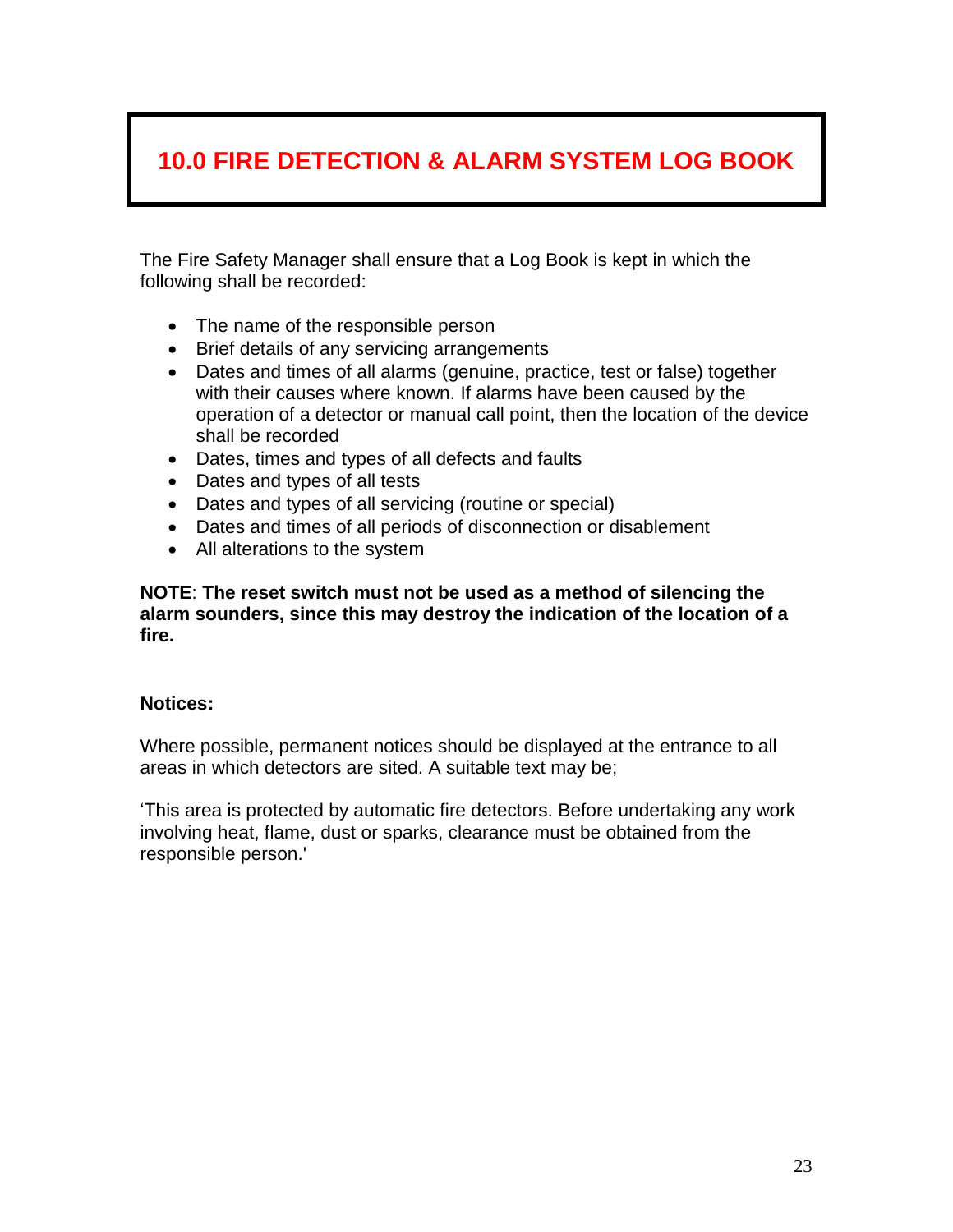# 10.0 FIRE DETECTION & ALARM SYSTEM LOG BOOK

The Fire Safety Manager shall ensure that a Log Book is kept in which the following shall be recorded:

- The name of the responsible person
- Brief details of any servicing arrangements
- Dates and times of all alarms (genuine, practice, test or false) together with their causes where known. If alarms have been caused by the operation of a detector or manual call point, then the location of the device shall be recorded
- Dates, times and types of all defects and faults
- Dates and types of all tests
- Dates and types of all servicing (routine or special)
- Dates and times of all periods of disconnection or disablement
- All alterations to the system

**NOTE**: **The reset switch must not be used as a method of silencing the alarm sounders, since this may destroy the indication of the location of a fire.**

**Notices:**

Where possible, permanent notices should be displayed at the entrance to all areas in which detectors are sited. A suitable text may be;

'This area is protected by automatic fire detectors. Before undertaking any work involving heat, flame, dust or sparks, clearance must be obtained from the responsible person.'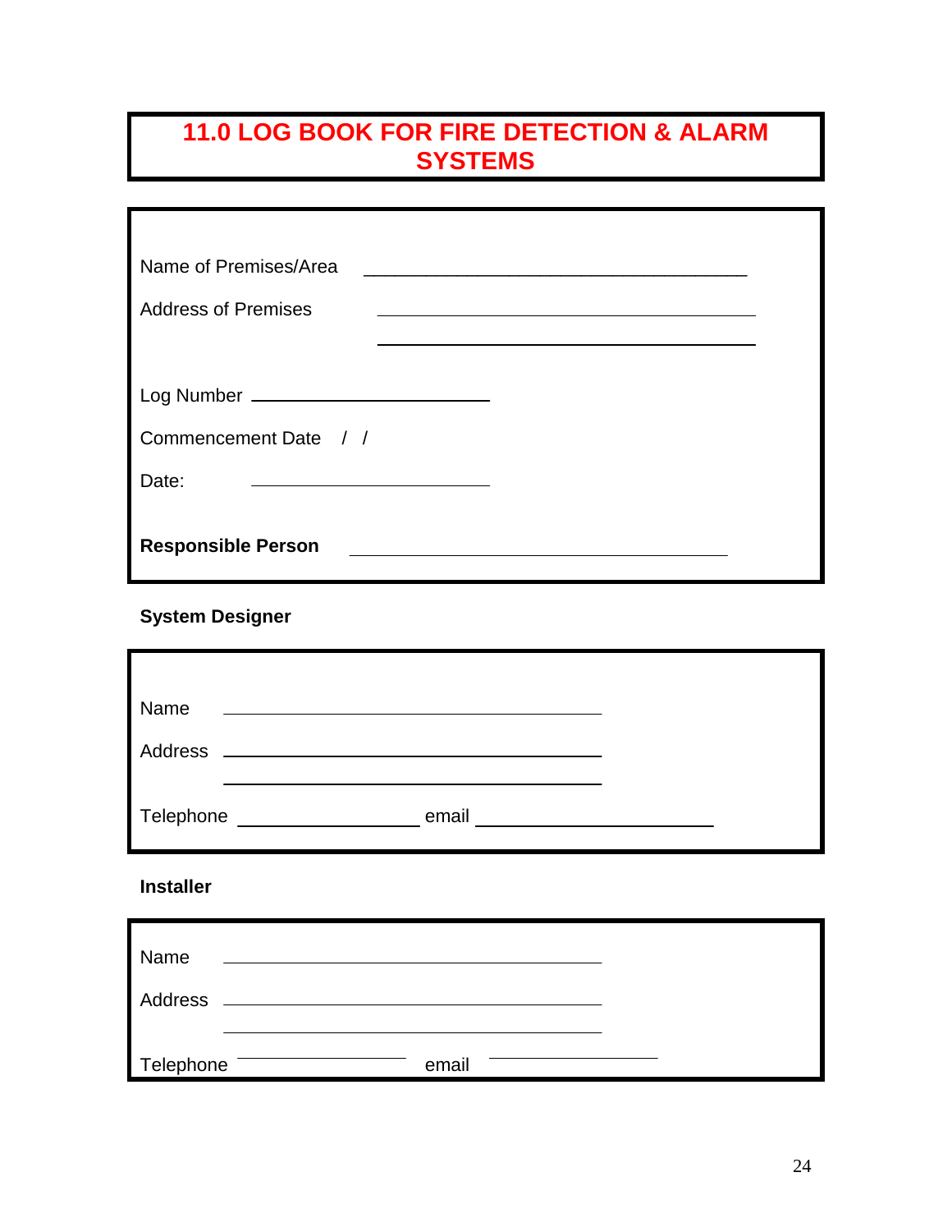# 11.0 LOG BOOK FOR FIRE DETECTION & ALARM SYSTEMS

Name of Premises/Area \_\_\_\_\_\_\_\_\_\_\_\_\_\_\_\_\_\_\_\_\_\_\_\_\_\_\_\_\_\_\_\_\_\_\_\_

Address of Premises \_\_\_\_\_\_\_\_\_\_\_\_\_\_\_\_\_\_\_\_\_\_\_\_\_\_\_\_\_\_\_\_\_\_\_\_

\_\_\_\_\_\_\_\_\_\_\_\_\_\_\_\_\_\_\_\_\_\_\_\_\_\_\_\_\_\_\_\_\_\_\_\_

Log Number \_\_\_\_\_\_\_\_\_\_\_\_\_\_\_\_\_\_\_\_\_\_

Commencement Date / /

Date: \_\_\_\_\_\_\_\_\_\_\_\_\_\_\_\_\_\_\_\_\_\_

**Responsible Person** \_\_\_\_\_\_\_\_\_\_\_\_\_\_\_\_\_\_\_\_\_\_\_\_\_\_\_\_\_\_\_\_\_\_\_\_

**System Designer**

Name \_\_\_\_\_\_\_\_\_\_\_\_\_\_\_\_\_\_\_\_\_\_\_\_\_\_\_\_\_\_\_\_\_\_\_\_

Address \_\_\_\_\_\_\_\_\_\_\_\_\_\_\_\_\_\_\_\_\_\_\_\_\_\_\_\_\_\_\_\_\_\_\_\_

\_\_\_\_\_\_\_\_\_\_\_\_\_\_\_\_\_\_\_\_\_\_\_\_\_\_\_\_\_\_\_\_\_\_\_\_

Telephone \_\_\_\_\_\_\_\_\_\_\_\_\_\_\_\_\_\_ email \_\_\_\_\_\_\_\_\_\_\_\_\_\_\_\_\_\_\_\_\_\_

**Installer**

Name \_\_\_\_\_\_\_\_\_\_\_\_\_\_\_\_\_\_\_\_\_\_\_\_\_\_\_\_\_\_\_\_\_\_\_\_

Address \_\_\_\_\_\_\_\_\_\_\_\_\_\_\_\_\_\_\_\_\_\_\_\_\_\_\_\_\_\_\_\_\_\_\_\_

\_\_\_\_\_\_\_\_\_\_\_\_\_\_\_\_\_\_\_\_\_\_\_\_\_\_\_\_\_\_\_\_\_\_\_\_

Telephone \_\_\_\_\_\_\_\_\_\_\_\_\_\_\_\_\_\_ email \_\_\_\_\_\_\_\_\_\_\_\_\_\_\_\_\_\_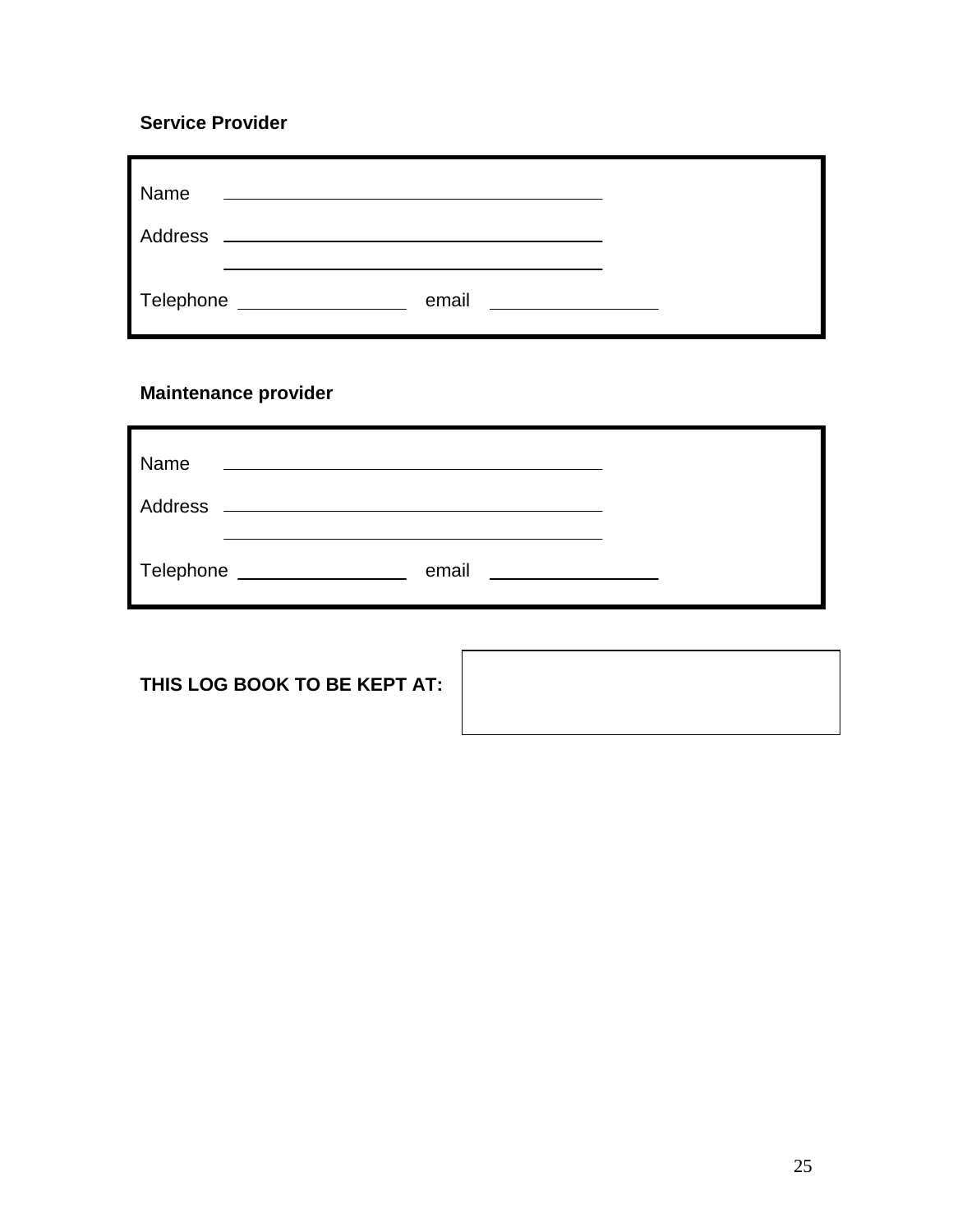**Service Provider**

Name ______________________________

Address ______________________________

______________________________

Telephone ________________ email ________________

**Maintenance provider**

Name ______________________________

Address ______________________________

______________________________

Telephone ________________ email ________________

**THIS LOG BOOK TO BE KEPT AT:**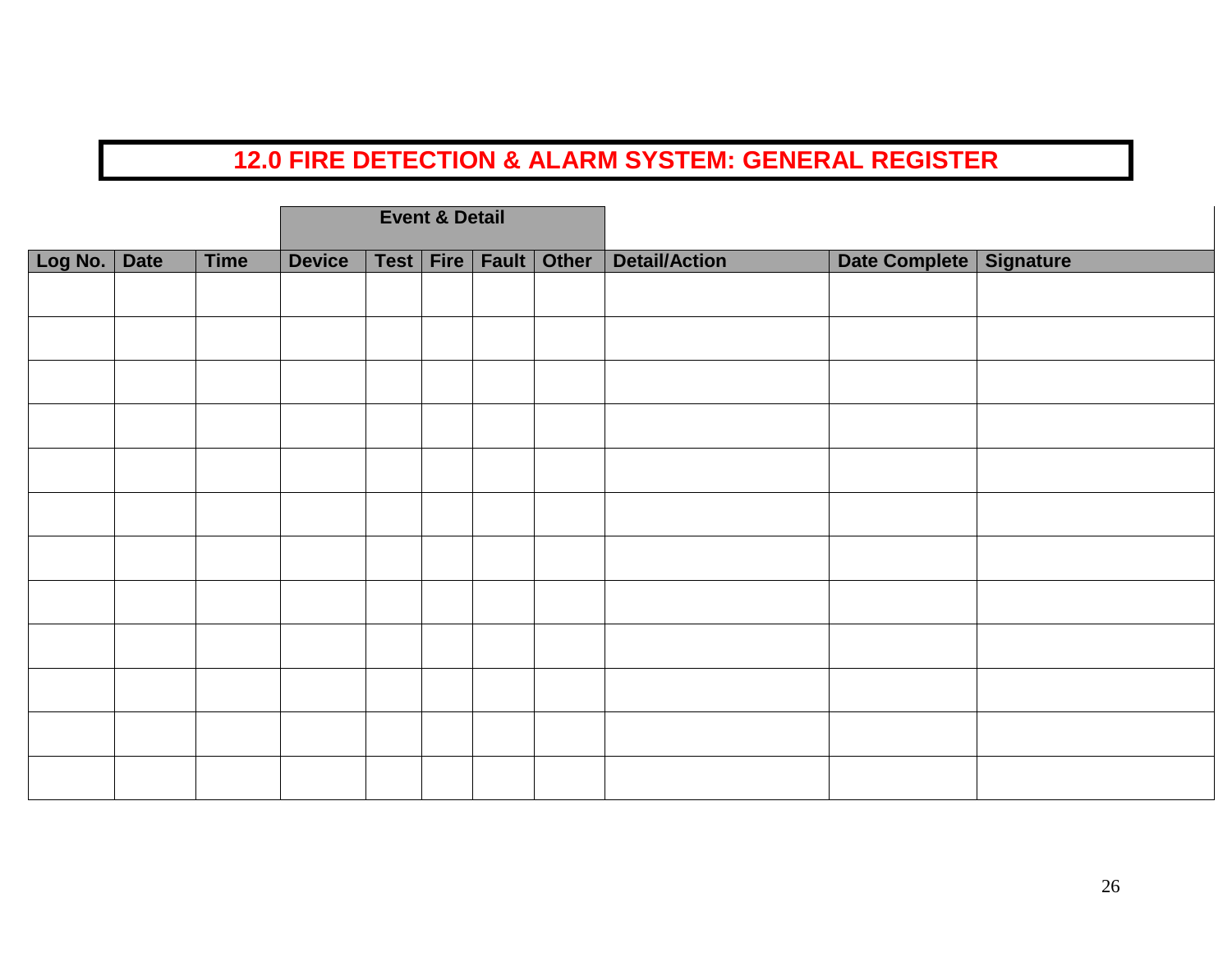# 12.0 FIRE DETECTION & ALARM SYSTEM: GENERAL REGISTER

| | | | Event & Detail | | | | | | | |
|---|---|---|---|---|---|---|---|---|---|---|
| **Log No.** | **Date** | **Time** | **Device** | **Test** | **Fire** | **Fault** | **Other** | **Detail/Action** | **Date Complete** | **Signature** |
| | | | | | | | | | | |
| | | | | | | | | | | |
| | | | | | | | | | | |
| | | | | | | | | | | |
| | | | | | | | | | | |
| | | | | | | | | | | |
| | | | | | | | | | | |
| | | | | | | | | | | |
| | | | | | | | | | | |
| | | | | | | | | | | |
| | | | | | | | | | | |
| | | | | | | | | | | |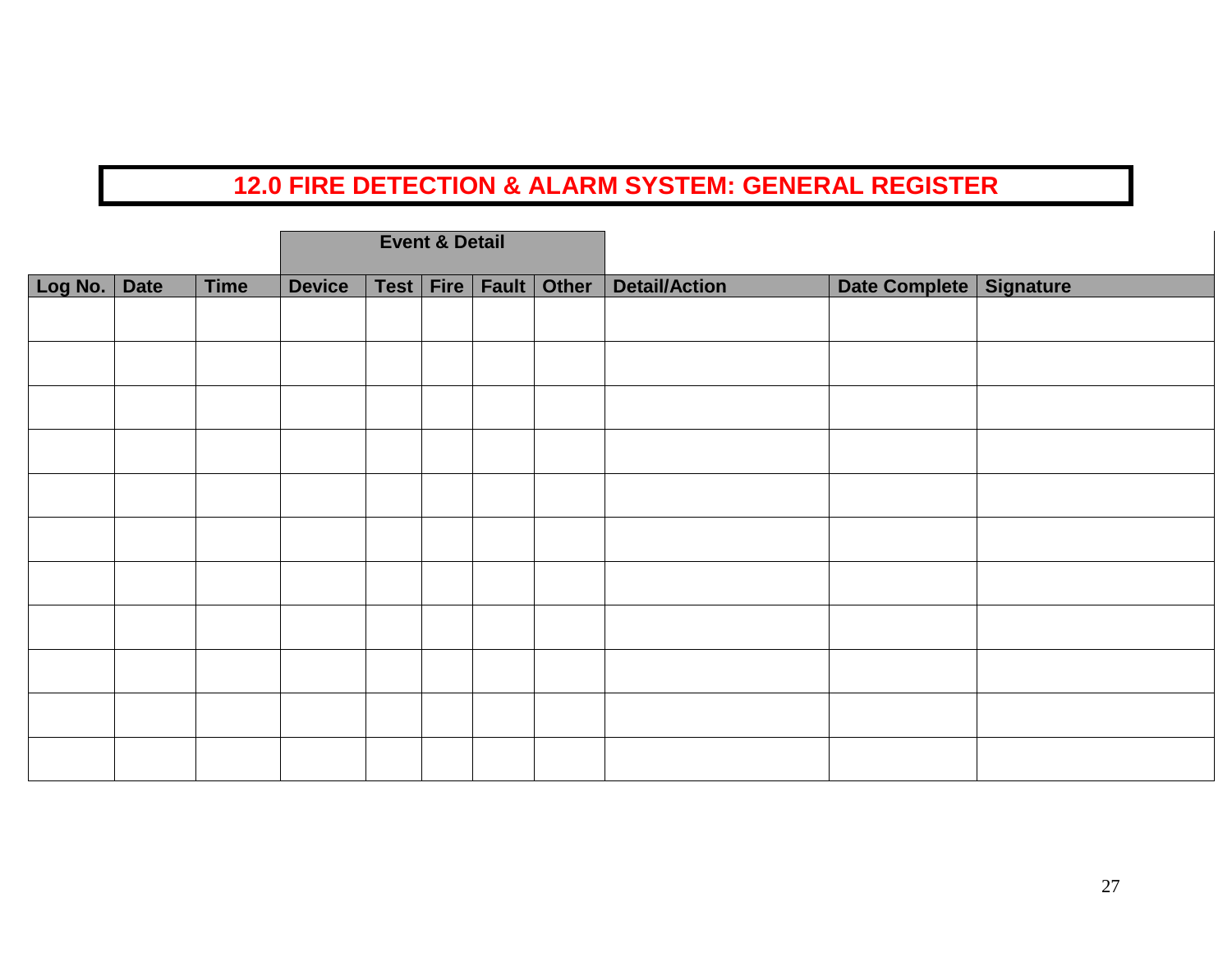# 12.0 FIRE DETECTION & ALARM SYSTEM: GENERAL REGISTER

| | | | Event & Detail | | | | | | | |
|---|---|---|---|---|---|---|---|---|---|---|
| **Log No.** | **Date** | **Time** | **Device** | **Test** | **Fire** | **Fault** | **Other** | **Detail/Action** | **Date Complete** | **Signature** |
| | | | | | | | | | | |
| | | | | | | | | | | |
| | | | | | | | | | | |
| | | | | | | | | | | |
| | | | | | | | | | | |
| | | | | | | | | | | |
| | | | | | | | | | | |
| | | | | | | | | | | |
| | | | | | | | | | | |
| | | | | | | | | | | |
| | | | | | | | | | | |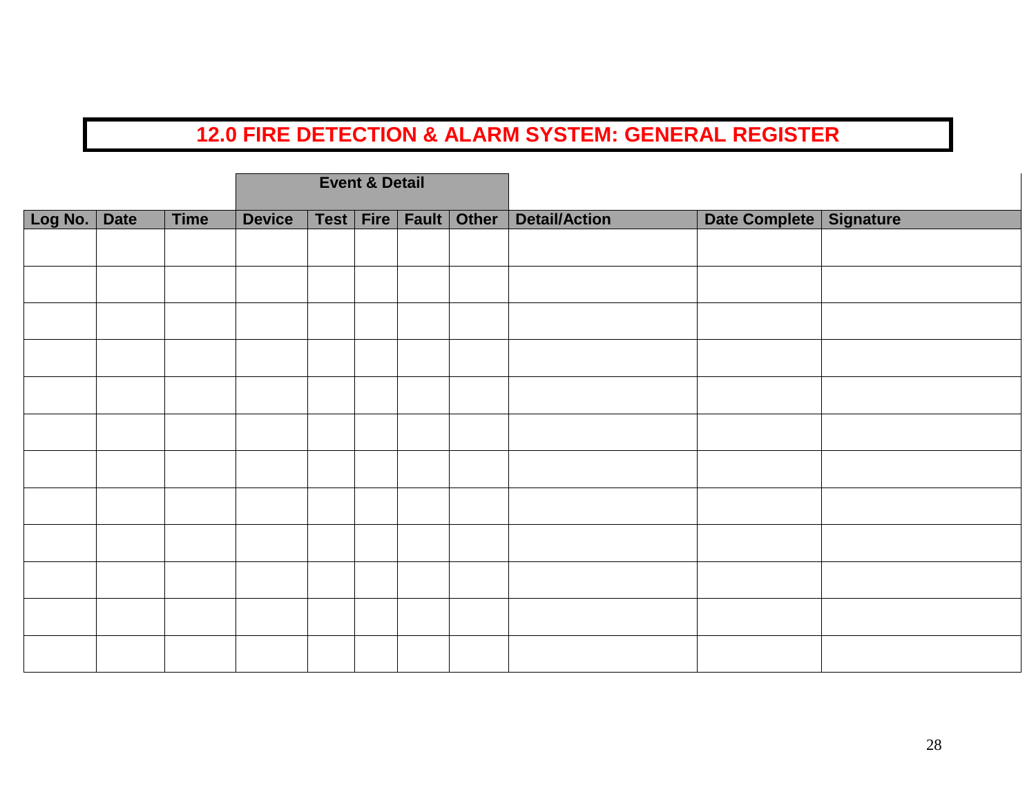## 12.0 FIRE DETECTION & ALARM SYSTEM: GENERAL REGISTER

| | | | Event & Detail | | | | | | | |
|---|---|---|---|---|---|---|---|---|---|---|
| **Log No.** | **Date** | **Time** | **Device** | **Test** | **Fire** | **Fault** | **Other** | **Detail/Action** | **Date Complete** | **Signature** |
| | | | | | | | | | | |
| | | | | | | | | | | |
| | | | | | | | | | | |
| | | | | | | | | | | |
| | | | | | | | | | | |
| | | | | | | | | | | |
| | | | | | | | | | | |
| | | | | | | | | | | |
| | | | | | | | | | | |
| | | | | | | | | | | |
| | | | | | | | | | | |
| | | | | | | | | | | |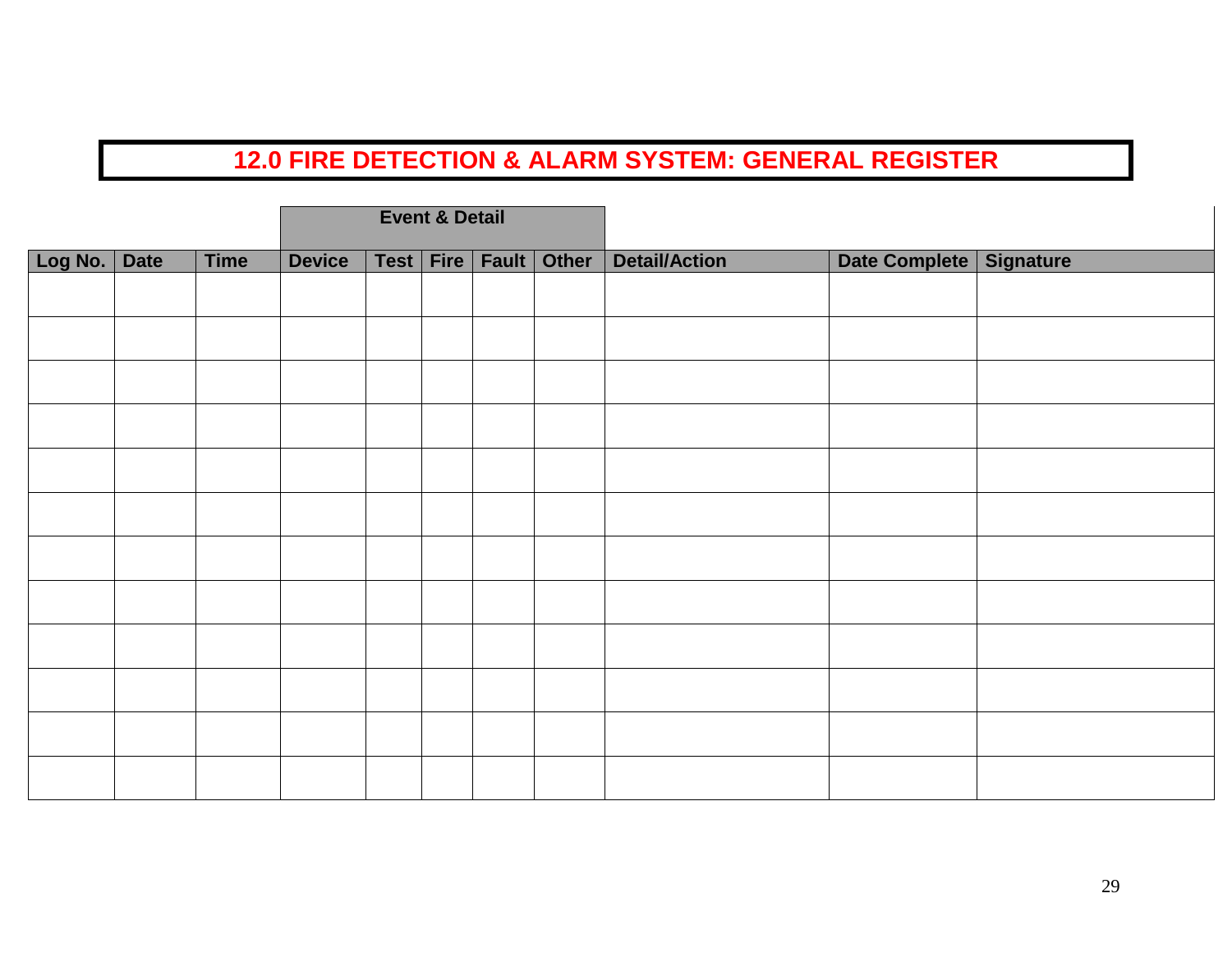# 12.0 FIRE DETECTION & ALARM SYSTEM: GENERAL REGISTER

| | | | Event & Detail | | | | | | | |
|---|---|---|---|---|---|---|---|---|---|---|
| **Log No.** | **Date** | **Time** | **Device** | **Test** | **Fire** | **Fault** | **Other** | **Detail/Action** | **Date Complete** | **Signature** |
| | | | | | | | | | | |
| | | | | | | | | | | |
| | | | | | | | | | | |
| | | | | | | | | | | |
| | | | | | | | | | | |
| | | | | | | | | | | |
| | | | | | | | | | | |
| | | | | | | | | | | |
| | | | | | | | | | | |
| | | | | | | | | | | |
| | | | | | | | | | | |
| | | | | | | | | | | |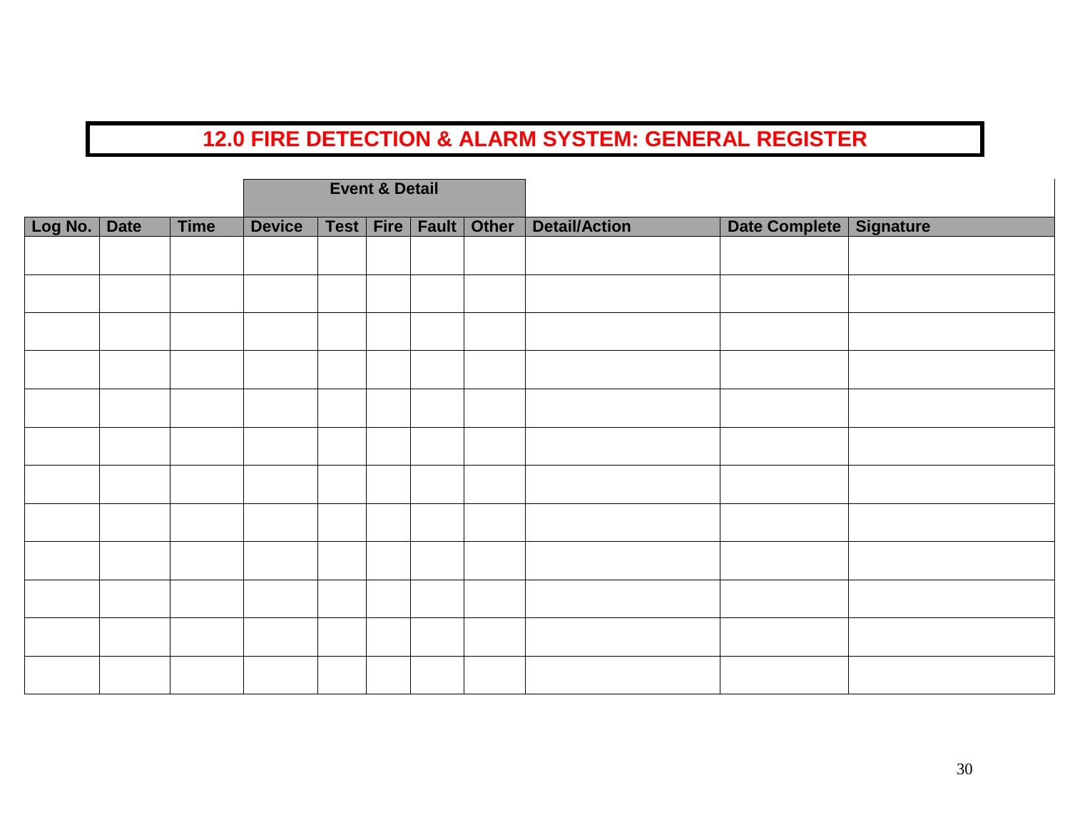# 12.0 FIRE DETECTION & ALARM SYSTEM: GENERAL REGISTER

| | | | Event & Detail | | | | | | | |
|---|---|---|---|---|---|---|---|---|---|---|
| **Log No.** | **Date** | **Time** | **Device** | **Test** | **Fire** | **Fault** | **Other** | **Detail/Action** | **Date Complete** | **Signature** |
| | | | | | | | | | | |
| | | | | | | | | | | |
| | | | | | | | | | | |
| | | | | | | | | | | |
| | | | | | | | | | | |
| | | | | | | | | | | |
| | | | | | | | | | | |
| | | | | | | | | | | |
| | | | | | | | | | | |
| | | | | | | | | | | |
| | | | | | | | | | | |
| | | | | | | | | | | |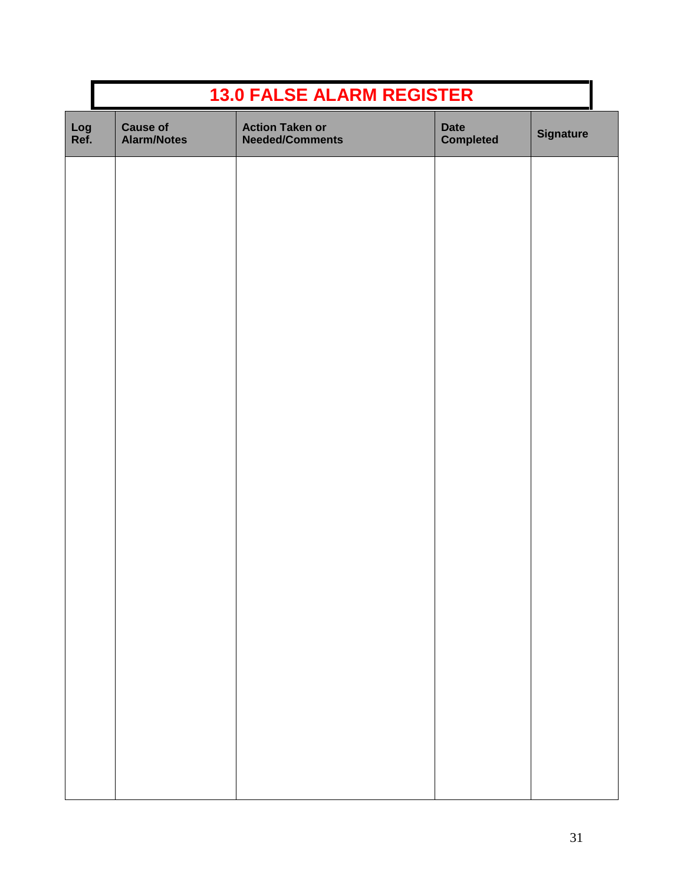## 13.0 FALSE ALARM REGISTER

| Log Ref. | Cause of Alarm/Notes | Action Taken or Needed/Comments | Date Completed | Signature |
|---|---|---|---|---|
| | | | | |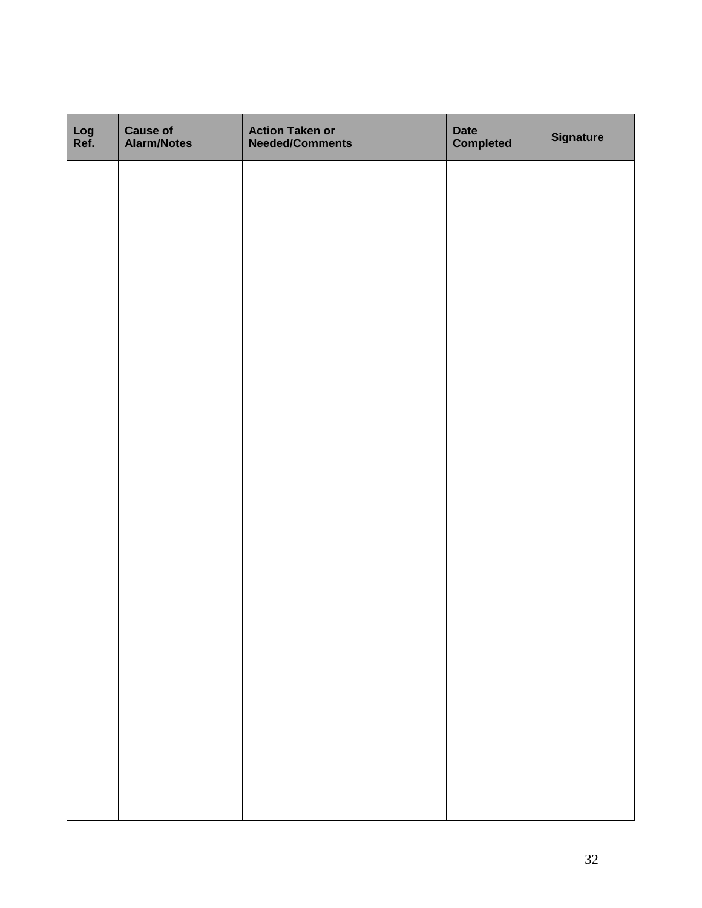| Log Ref. | Cause of Alarm/Notes | Action Taken or Needed/Comments | Date Completed | Signature |
|---|---|---|---|---|
| | | | | |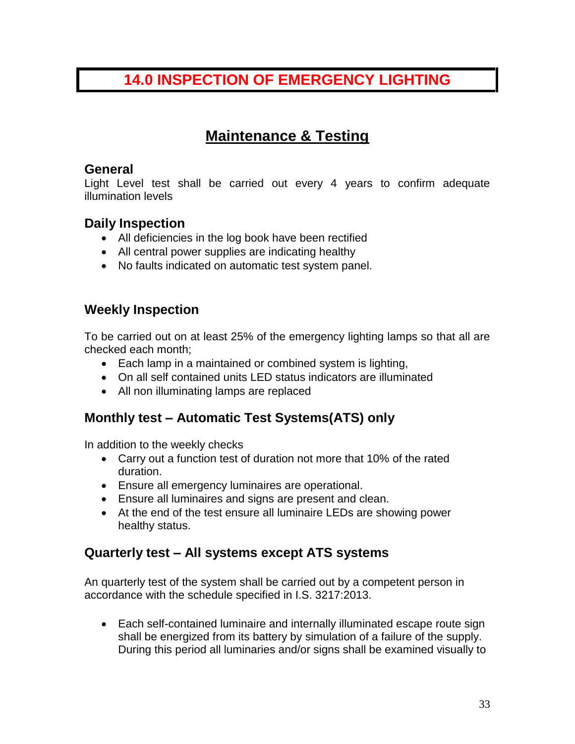# 14.0 INSPECTION OF EMERGENCY LIGHTING

## Maintenance & Testing

### General

Light Level test shall be carried out every 4 years to confirm adequate illumination levels

### Daily Inspection

- All deficiencies in the log book have been rectified
- All central power supplies are indicating healthy
- No faults indicated on automatic test system panel.

### Weekly Inspection

To be carried out on at least 25% of the emergency lighting lamps so that all are checked each month;

- Each lamp in a maintained or combined system is lighting,
- On all self contained units LED status indicators are illuminated
- All non illuminating lamps are replaced

### Monthly test – Automatic Test Systems(ATS) only

In addition to the weekly checks

- Carry out a function test of duration not more that 10% of the rated duration.
- Ensure all emergency luminaires are operational.
- Ensure all luminaires and signs are present and clean.
- At the end of the test ensure all luminaire LEDs are showing power healthy status.

### Quarterly test – All systems except ATS systems

An quarterly test of the system shall be carried out by a competent person in accordance with the schedule specified in I.S. 3217:2013.

- Each self-contained luminaire and internally illuminated escape route sign shall be energized from its battery by simulation of a failure of the supply. During this period all luminaries and/or signs shall be examined visually to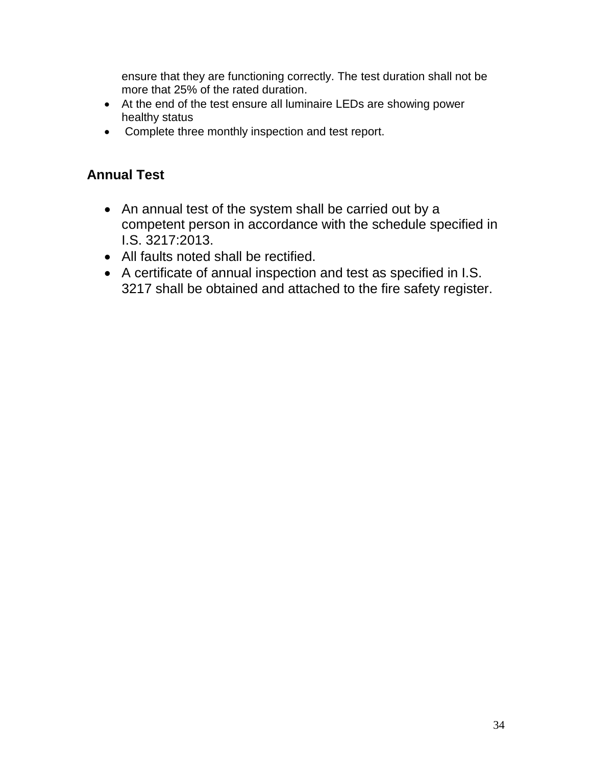ensure that they are functioning correctly. The test duration shall not be more that 25% of the rated duration.

- At the end of the test ensure all luminaire LEDs are showing power healthy status
- Complete three monthly inspection and test report.

## Annual Test

- An annual test of the system shall be carried out by a competent person in accordance with the schedule specified in I.S. 3217:2013.
- All faults noted shall be rectified.
- A certificate of annual inspection and test as specified in I.S. 3217 shall be obtained and attached to the fire safety register.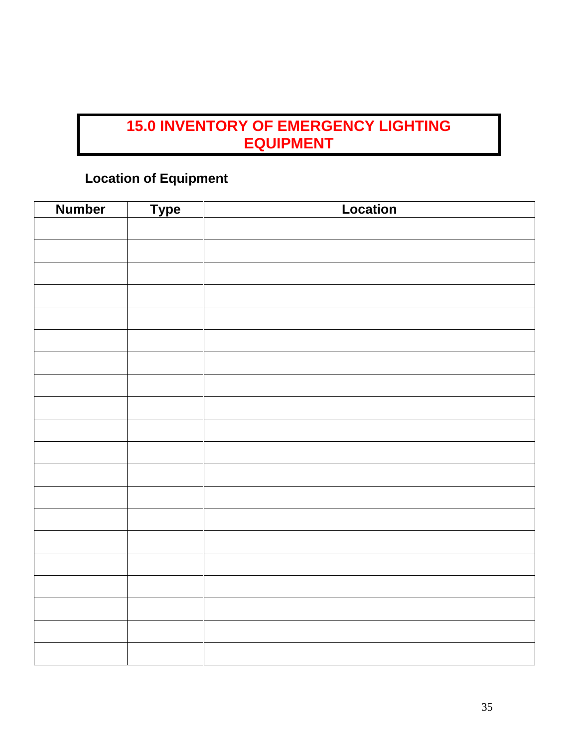# 15.0 INVENTORY OF EMERGENCY LIGHTING EQUIPMENT

## Location of Equipment

| Number | Type | Location |
|---|---|---|
| | | |
| | | |
| | | |
| | | |
| | | |
| | | |
| | | |
| | | |
| | | |
| | | |
| | | |
| | | |
| | | |
| | | |
| | | |
| | | |
| | | |
| | | |
| | | |
| | | |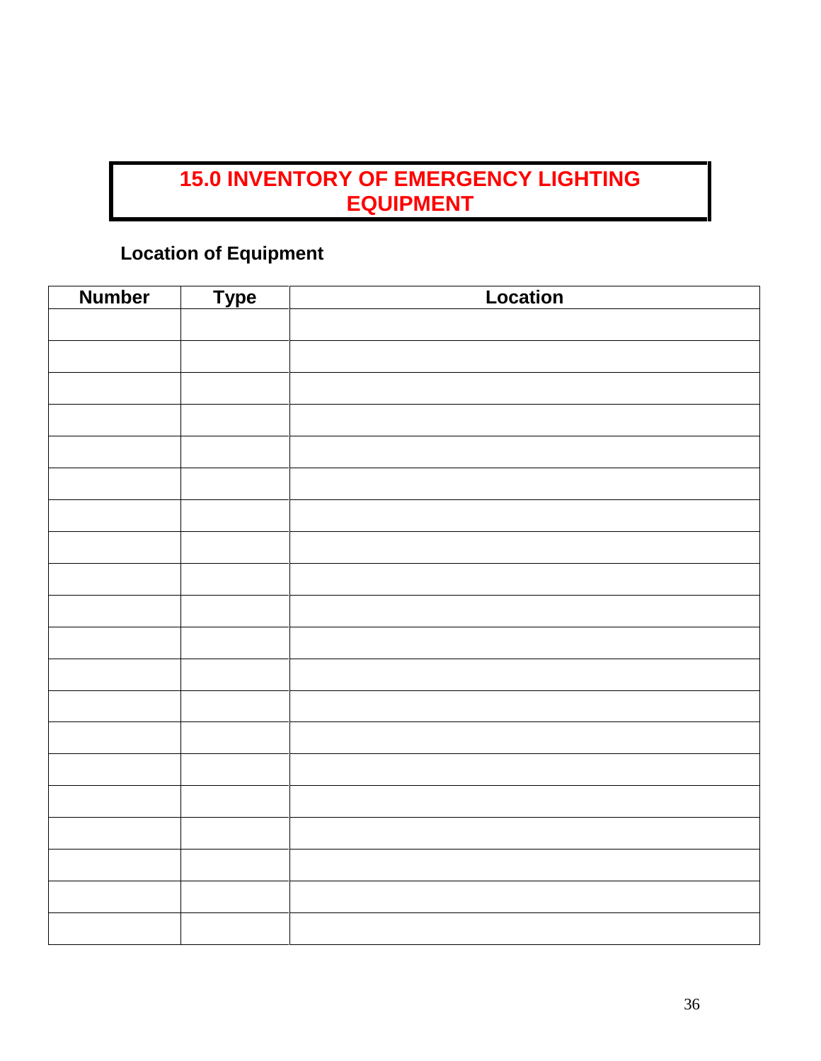# 15.0 INVENTORY OF EMERGENCY LIGHTING EQUIPMENT

**Location of Equipment**

| Number | Type | Location |
|---|---|---|
| | | |
| | | |
| | | |
| | | |
| | | |
| | | |
| | | |
| | | |
| | | |
| | | |
| | | |
| | | |
| | | |
| | | |
| | | |
| | | |
| | | |
| | | |
| | | |
| | | |
| | | |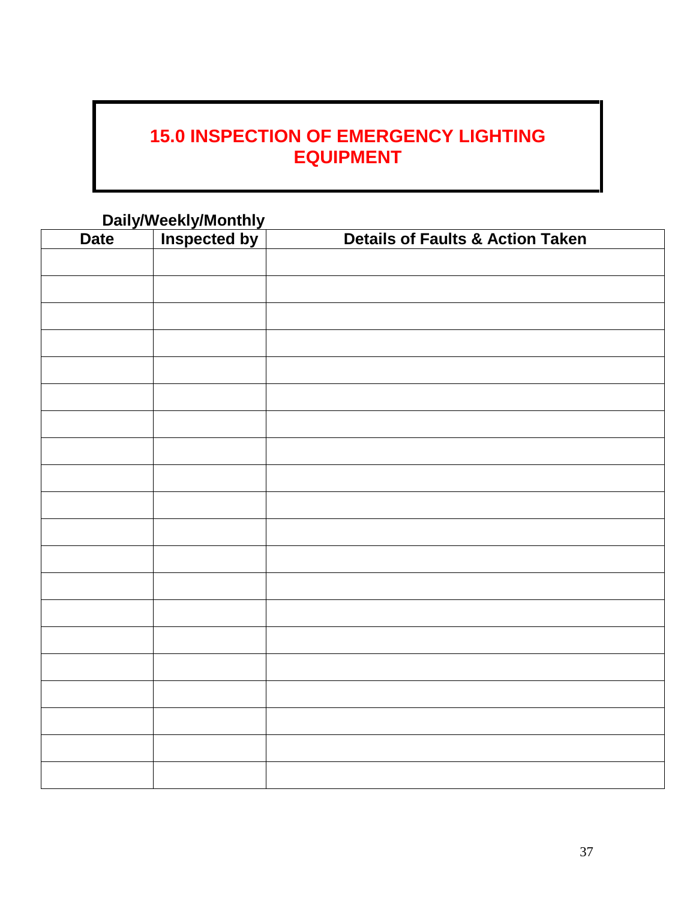# 15.0 INSPECTION OF EMERGENCY LIGHTING EQUIPMENT

**Daily/Weekly/Monthly**

| Date | Inspected by | Details of Faults & Action Taken |
|---|---|---|
| | | |
| | | |
| | | |
| | | |
| | | |
| | | |
| | | |
| | | |
| | | |
| | | |
| | | |
| | | |
| | | |
| | | |
| | | |
| | | |
| | | |
| | | |
| | | |
| | | |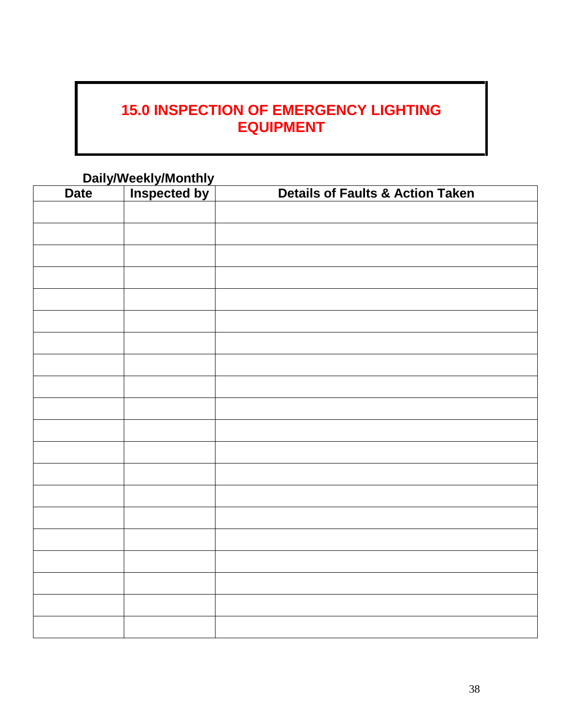# 15.0 INSPECTION OF EMERGENCY LIGHTING EQUIPMENT

**Daily/Weekly/Monthly**

| Date | Inspected by | Details of Faults & Action Taken |
|---|---|---|
| | | |
| | | |
| | | |
| | | |
| | | |
| | | |
| | | |
| | | |
| | | |
| | | |
| | | |
| | | |
| | | |
| | | |
| | | |
| | | |
| | | |
| | | |
| | | |
| | | |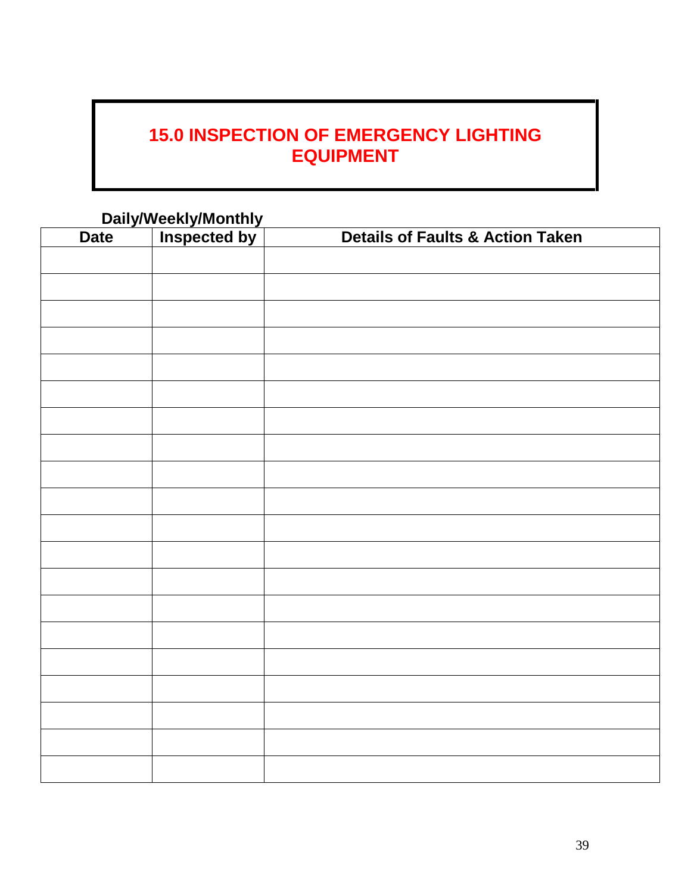# 15.0 INSPECTION OF EMERGENCY LIGHTING EQUIPMENT

**Daily/Weekly/Monthly**

| Date | Inspected by | Details of Faults & Action Taken |
|---|---|---|
| | | |
| | | |
| | | |
| | | |
| | | |
| | | |
| | | |
| | | |
| | | |
| | | |
| | | |
| | | |
| | | |
| | | |
| | | |
| | | |
| | | |
| | | |
| | | |
| | | |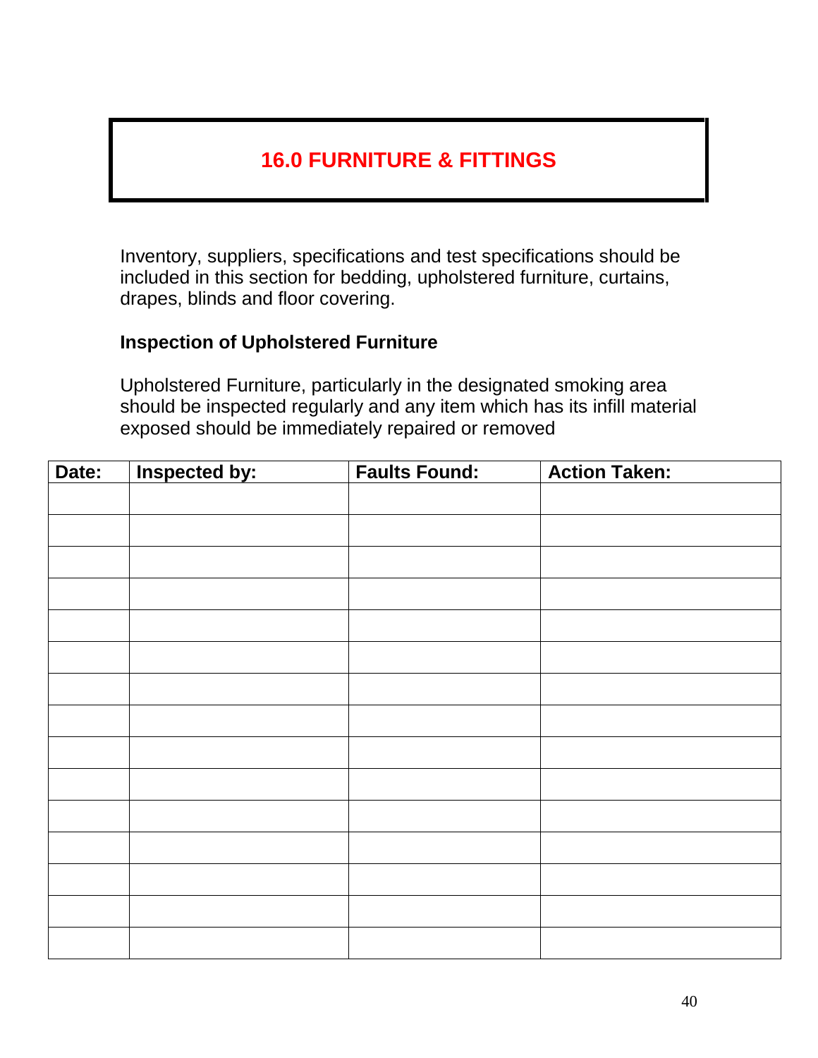# 16.0 FURNITURE & FITTINGS

Inventory, suppliers, specifications and test specifications should be included in this section for bedding, upholstered furniture, curtains, drapes, blinds and floor covering.

**Inspection of Upholstered Furniture**

Upholstered Furniture, particularly in the designated smoking area should be inspected regularly and any item which has its infill material exposed should be immediately repaired or removed

| Date: | Inspected by: | Faults Found: | Action Taken: |
|---|---|---|---|
| | | | |
| | | | |
| | | | |
| | | | |
| | | | |
| | | | |
| | | | |
| | | | |
| | | | |
| | | | |
| | | | |
| | | | |
| | | | |
| | | | |
| | | | |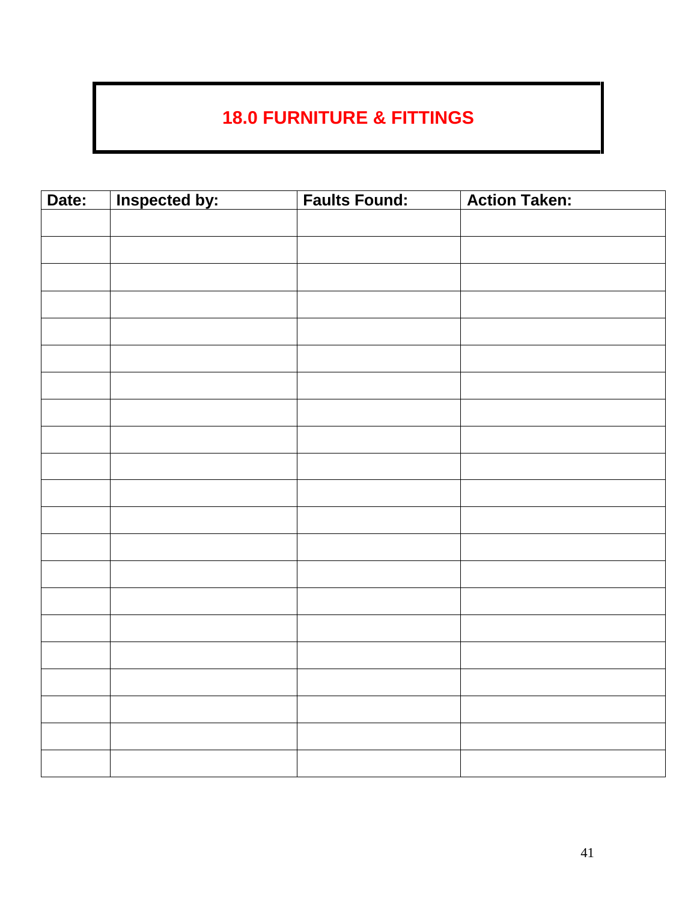# 18.0 FURNITURE & FITTINGS

| Date: | Inspected by: | Faults Found: | Action Taken: |
|---|---|---|---|
| | | | |
| | | | |
| | | | |
| | | | |
| | | | |
| | | | |
| | | | |
| | | | |
| | | | |
| | | | |
| | | | |
| | | | |
| | | | |
| | | | |
| | | | |
| | | | |
| | | | |
| | | | |
| | | | |
| | | | |
| | | | |